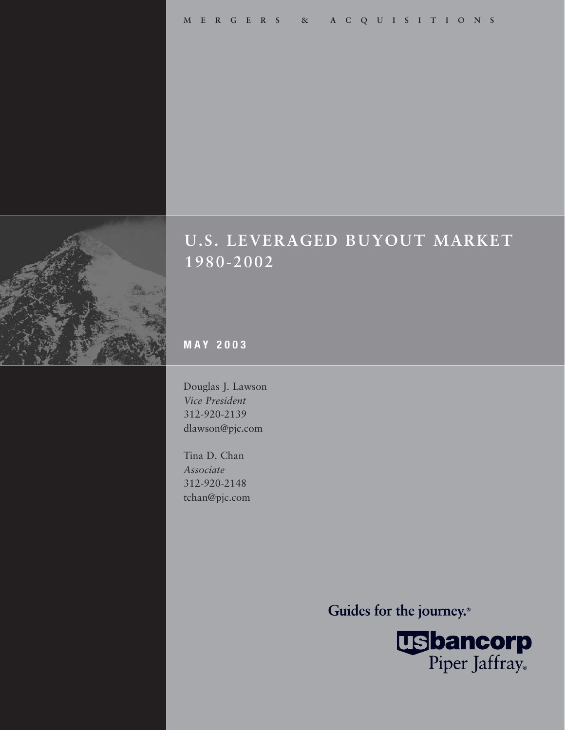MERGERS & ACQUISITIONS

# U.S. LEVERAGED BUYOUT MARKET 1980-2002

**MAY 2003**

Douglas J. Lawson
*Vice President*
312-920-2139
dlawson@pjc.com

Tina D. Chan
*Associate*
312-920-2148
tchan@pjc.com

Guides for the journey.®

usbancorp Piper Jaffray®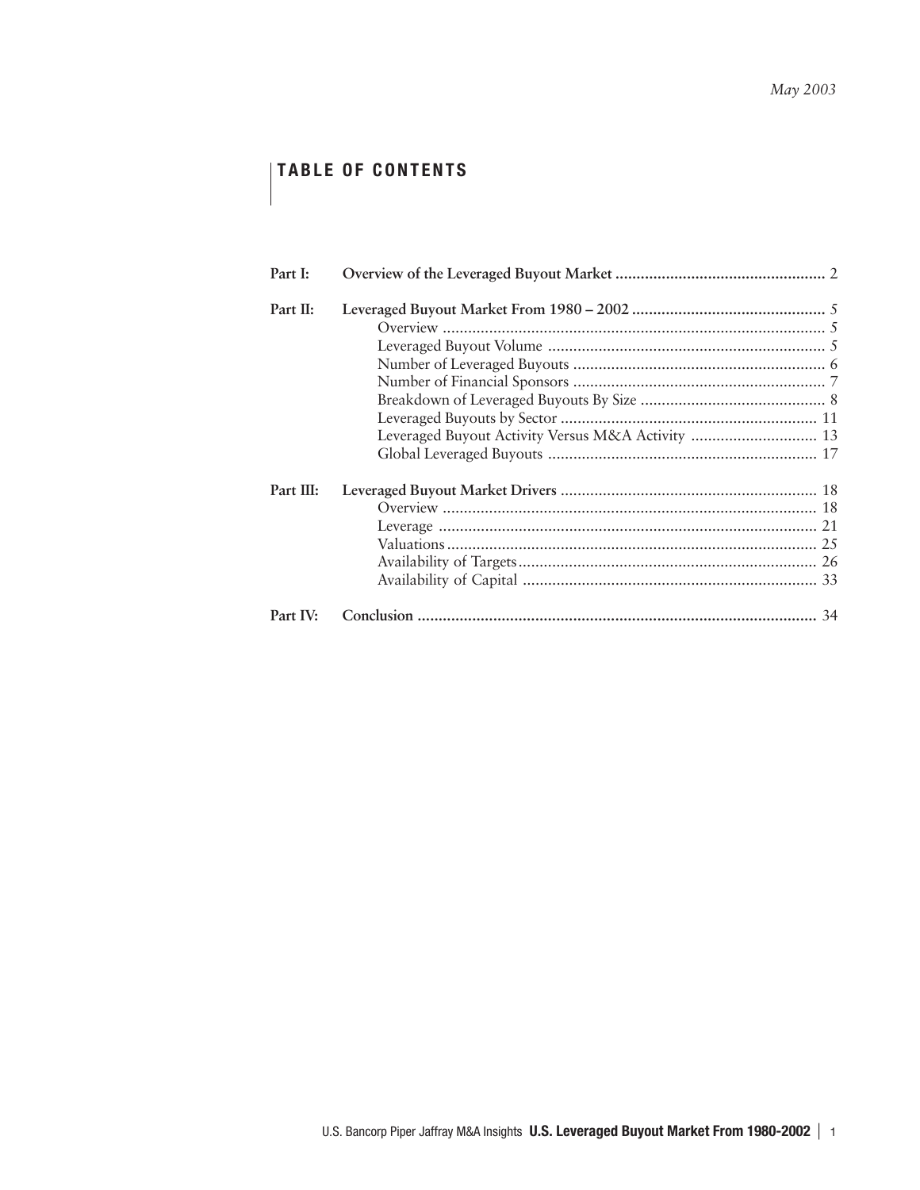*May 2003*

## TABLE OF CONTENTS

| | | |
|---|---|---|
| **Part I:** | **Overview of the Leveraged Buyout Market** | **2** |
| **Part II:** | **Leveraged Buyout Market From 1980 – 2002** | **5** |
| | Overview | 5 |
| | Leveraged Buyout Volume | 5 |
| | Number of Leveraged Buyouts | 6 |
| | Number of Financial Sponsors | 7 |
| | Breakdown of Leveraged Buyouts By Size | 8 |
| | Leveraged Buyouts by Sector | 11 |
| | Leveraged Buyout Activity Versus M&A Activity | 13 |
| | Global Leveraged Buyouts | 17 |
| **Part III:** | **Leveraged Buyout Market Drivers** | **18** |
| | Overview | 18 |
| | Leverage | 21 |
| | Valuations | 25 |
| | Availability of Targets | 26 |
| | Availability of Capital | 33 |
| **Part IV:** | **Conclusion** | **34** |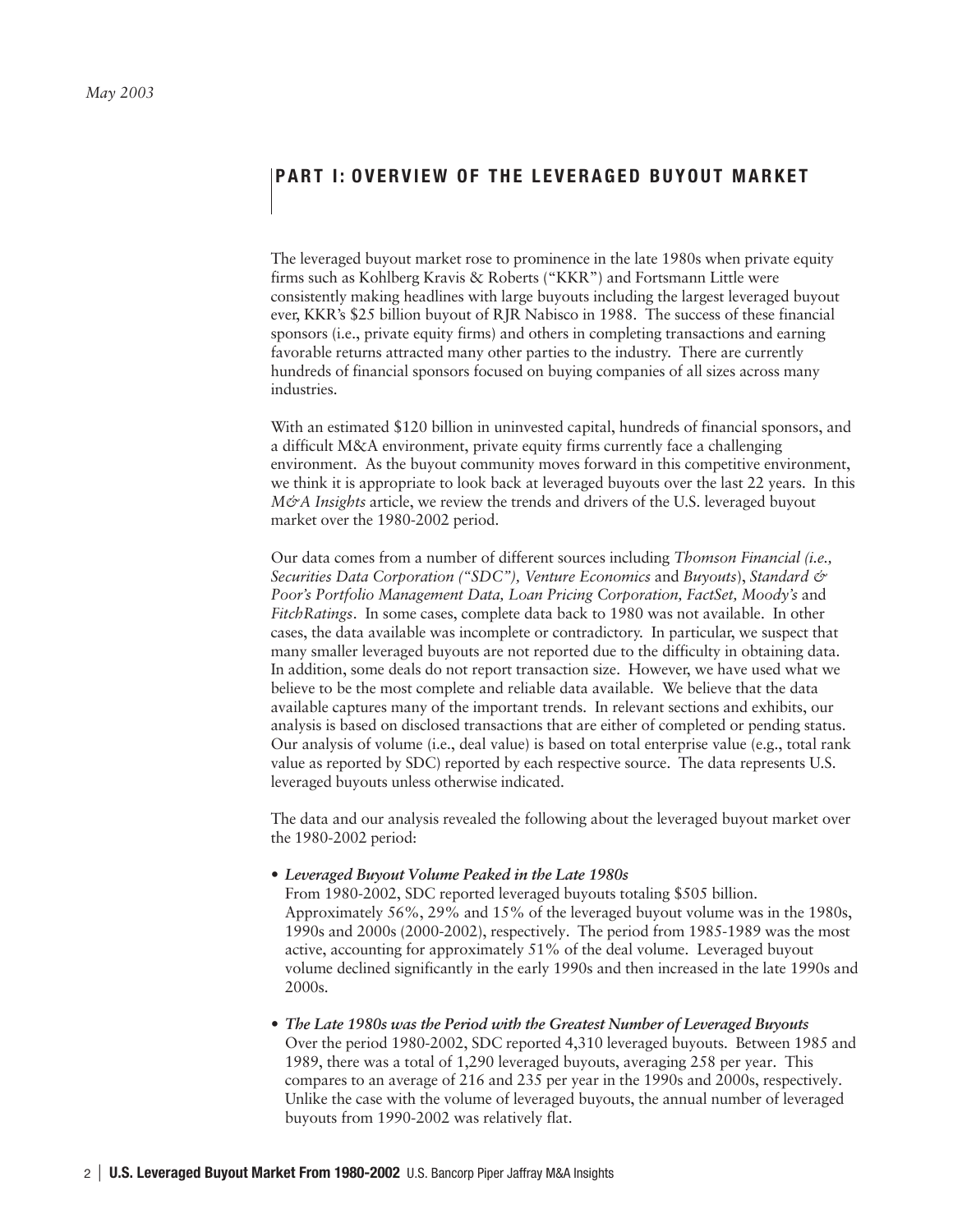*May 2003*

## PART I: OVERVIEW OF THE LEVERAGED BUYOUT MARKET

The leveraged buyout market rose to prominence in the late 1980s when private equity firms such as Kohlberg Kravis & Roberts ("KKR") and Fortsmann Little were consistently making headlines with large buyouts including the largest leveraged buyout ever, KKR's $25 billion buyout of RJR Nabisco in 1988. The success of these financial sponsors (i.e., private equity firms) and others in completing transactions and earning favorable returns attracted many other parties to the industry. There are currently hundreds of financial sponsors focused on buying companies of all sizes across many industries.

With an estimated $120 billion in uninvested capital, hundreds of financial sponsors, and a difficult M&A environment, private equity firms currently face a challenging environment. As the buyout community moves forward in this competitive environment, we think it is appropriate to look back at leveraged buyouts over the last 22 years. In this *M&A Insights* article, we review the trends and drivers of the U.S. leveraged buyout market over the 1980-2002 period.

Our data comes from a number of different sources including *Thomson Financial (i.e., Securities Data Corporation ("SDC"), Venture Economics* and *Buyouts*), *Standard & Poor's Portfolio Management Data, Loan Pricing Corporation, FactSet, Moody's* and *FitchRatings*. In some cases, complete data back to 1980 was not available. In other cases, the data available was incomplete or contradictory. In particular, we suspect that many smaller leveraged buyouts are not reported due to the difficulty in obtaining data. In addition, some deals do not report transaction size. However, we have used what we believe to be the most complete and reliable data available. We believe that the data available captures many of the important trends. In relevant sections and exhibits, our analysis is based on disclosed transactions that are either of completed or pending status. Our analysis of volume (i.e., deal value) is based on total enterprise value (e.g., total rank value as reported by SDC) reported by each respective source. The data represents U.S. leveraged buyouts unless otherwise indicated.

The data and our analysis revealed the following about the leveraged buyout market over the 1980-2002 period:

- ***Leveraged Buyout Volume Peaked in the Late 1980s***
  From 1980-2002, SDC reported leveraged buyouts totaling $505 billion. Approximately 56%, 29% and 15% of the leveraged buyout volume was in the 1980s, 1990s and 2000s (2000-2002), respectively. The period from 1985-1989 was the most active, accounting for approximately 51% of the deal volume. Leveraged buyout volume declined significantly in the early 1990s and then increased in the late 1990s and 2000s.

- ***The Late 1980s was the Period with the Greatest Number of Leveraged Buyouts***
  Over the period 1980-2002, SDC reported 4,310 leveraged buyouts. Between 1985 and 1989, there was a total of 1,290 leveraged buyouts, averaging 258 per year. This compares to an average of 216 and 235 per year in the 1990s and 2000s, respectively. Unlike the case with the volume of leveraged buyouts, the annual number of leveraged buyouts from 1990-2002 was relatively flat.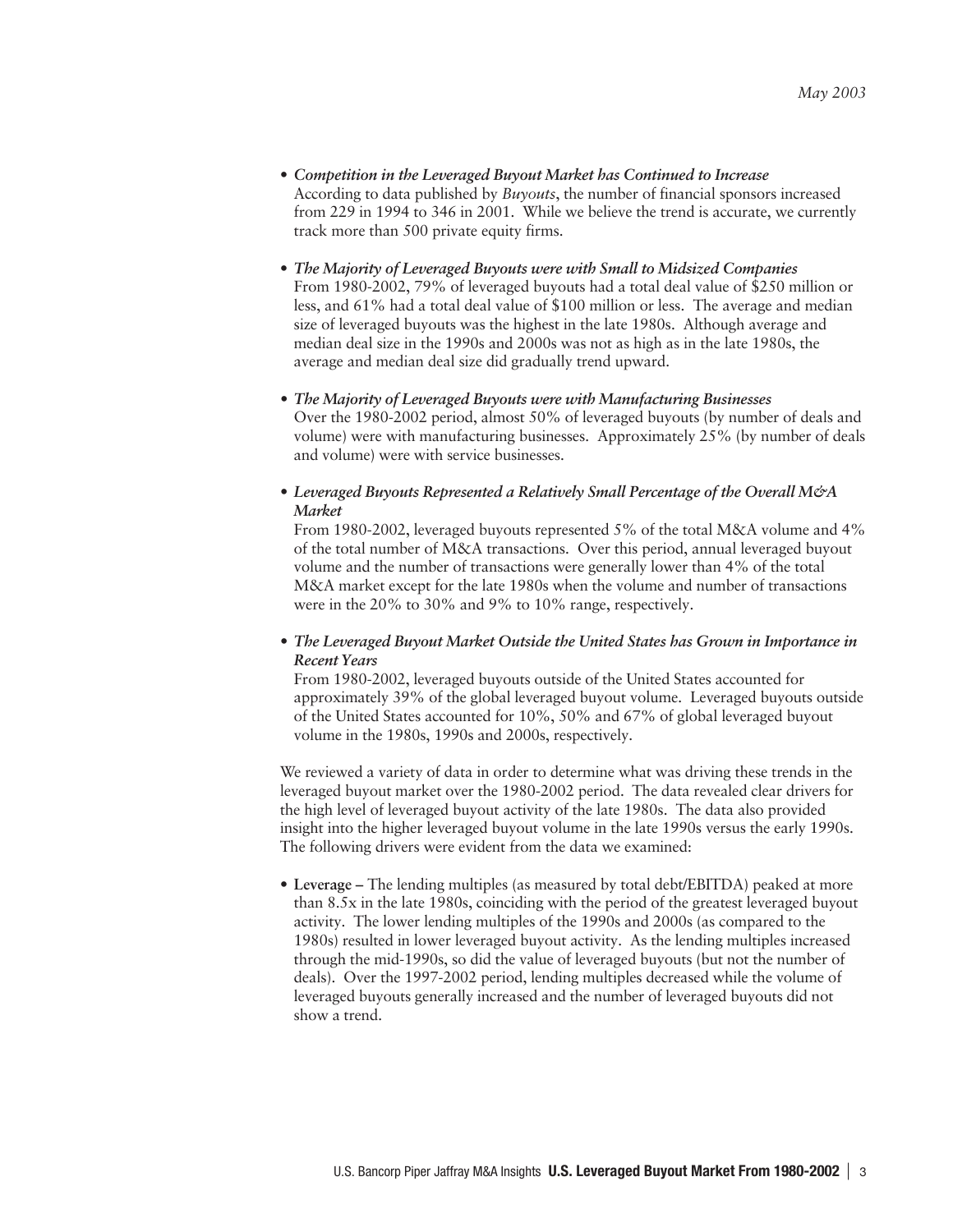- ***Competition in the Leveraged Buyout Market has Continued to Increase***
  According to data published by *Buyouts*, the number of financial sponsors increased from 229 in 1994 to 346 in 2001. While we believe the trend is accurate, we currently track more than 500 private equity firms.

- ***The Majority of Leveraged Buyouts were with Small to Midsized Companies***
  From 1980-2002, 79% of leveraged buyouts had a total deal value of $250 million or less, and 61% had a total deal value of $100 million or less. The average and median size of leveraged buyouts was the highest in the late 1980s. Although average and median deal size in the 1990s and 2000s was not as high as in the late 1980s, the average and median deal size did gradually trend upward.

- ***The Majority of Leveraged Buyouts were with Manufacturing Businesses***
  Over the 1980-2002 period, almost 50% of leveraged buyouts (by number of deals and volume) were with manufacturing businesses. Approximately 25% (by number of deals and volume) were with service businesses.

- ***Leveraged Buyouts Represented a Relatively Small Percentage of the Overall M&A Market***
  From 1980-2002, leveraged buyouts represented 5% of the total M&A volume and 4% of the total number of M&A transactions. Over this period, annual leveraged buyout volume and the number of transactions were generally lower than 4% of the total M&A market except for the late 1980s when the volume and number of transactions were in the 20% to 30% and 9% to 10% range, respectively.

- ***The Leveraged Buyout Market Outside the United States has Grown in Importance in Recent Years***
  From 1980-2002, leveraged buyouts outside of the United States accounted for approximately 39% of the global leveraged buyout volume. Leveraged buyouts outside of the United States accounted for 10%, 50% and 67% of global leveraged buyout volume in the 1980s, 1990s and 2000s, respectively.

We reviewed a variety of data in order to determine what was driving these trends in the leveraged buyout market over the 1980-2002 period. The data revealed clear drivers for the high level of leveraged buyout activity of the late 1980s. The data also provided insight into the higher leveraged buyout volume in the late 1990s versus the early 1990s. The following drivers were evident from the data we examined:

- **Leverage –** The lending multiples (as measured by total debt/EBITDA) peaked at more than 8.5x in the late 1980s, coinciding with the period of the greatest leveraged buyout activity. The lower lending multiples of the 1990s and 2000s (as compared to the 1980s) resulted in lower leveraged buyout activity. As the lending multiples increased through the mid-1990s, so did the value of leveraged buyouts (but not the number of deals). Over the 1997-2002 period, lending multiples decreased while the volume of leveraged buyouts generally increased and the number of leveraged buyouts did not show a trend.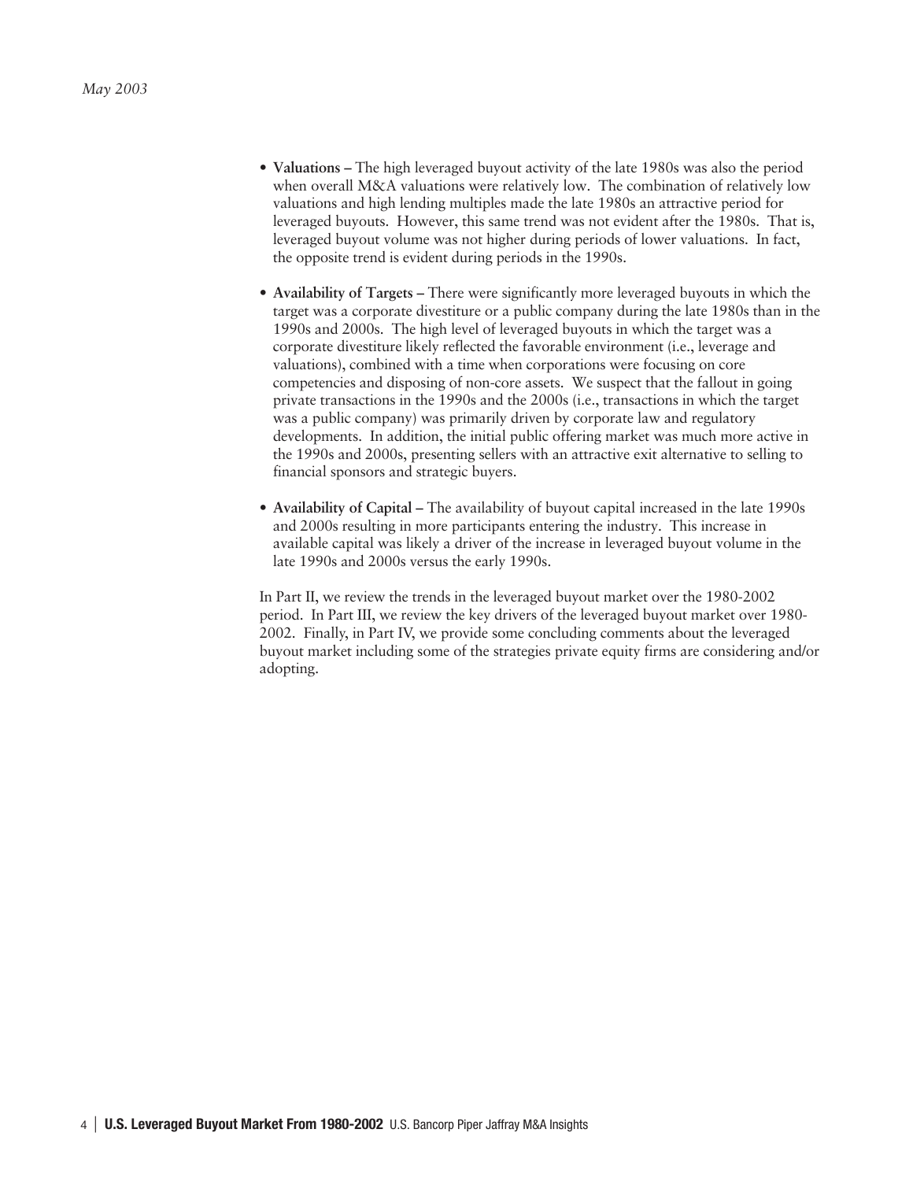- **Valuations –** The high leveraged buyout activity of the late 1980s was also the period when overall M&A valuations were relatively low. The combination of relatively low valuations and high lending multiples made the late 1980s an attractive period for leveraged buyouts. However, this same trend was not evident after the 1980s. That is, leveraged buyout volume was not higher during periods of lower valuations. In fact, the opposite trend is evident during periods in the 1990s.

- **Availability of Targets –** There were significantly more leveraged buyouts in which the target was a corporate divestiture or a public company during the late 1980s than in the 1990s and 2000s. The high level of leveraged buyouts in which the target was a corporate divestiture likely reflected the favorable environment (i.e., leverage and valuations), combined with a time when corporations were focusing on core competencies and disposing of non-core assets. We suspect that the fallout in going private transactions in the 1990s and the 2000s (i.e., transactions in which the target was a public company) was primarily driven by corporate law and regulatory developments. In addition, the initial public offering market was much more active in the 1990s and 2000s, presenting sellers with an attractive exit alternative to selling to financial sponsors and strategic buyers.

- **Availability of Capital –** The availability of buyout capital increased in the late 1990s and 2000s resulting in more participants entering the industry. This increase in available capital was likely a driver of the increase in leveraged buyout volume in the late 1990s and 2000s versus the early 1990s.

In Part II, we review the trends in the leveraged buyout market over the 1980-2002 period. In Part III, we review the key drivers of the leveraged buyout market over 1980-2002. Finally, in Part IV, we provide some concluding comments about the leveraged buyout market including some of the strategies private equity firms are considering and/or adopting.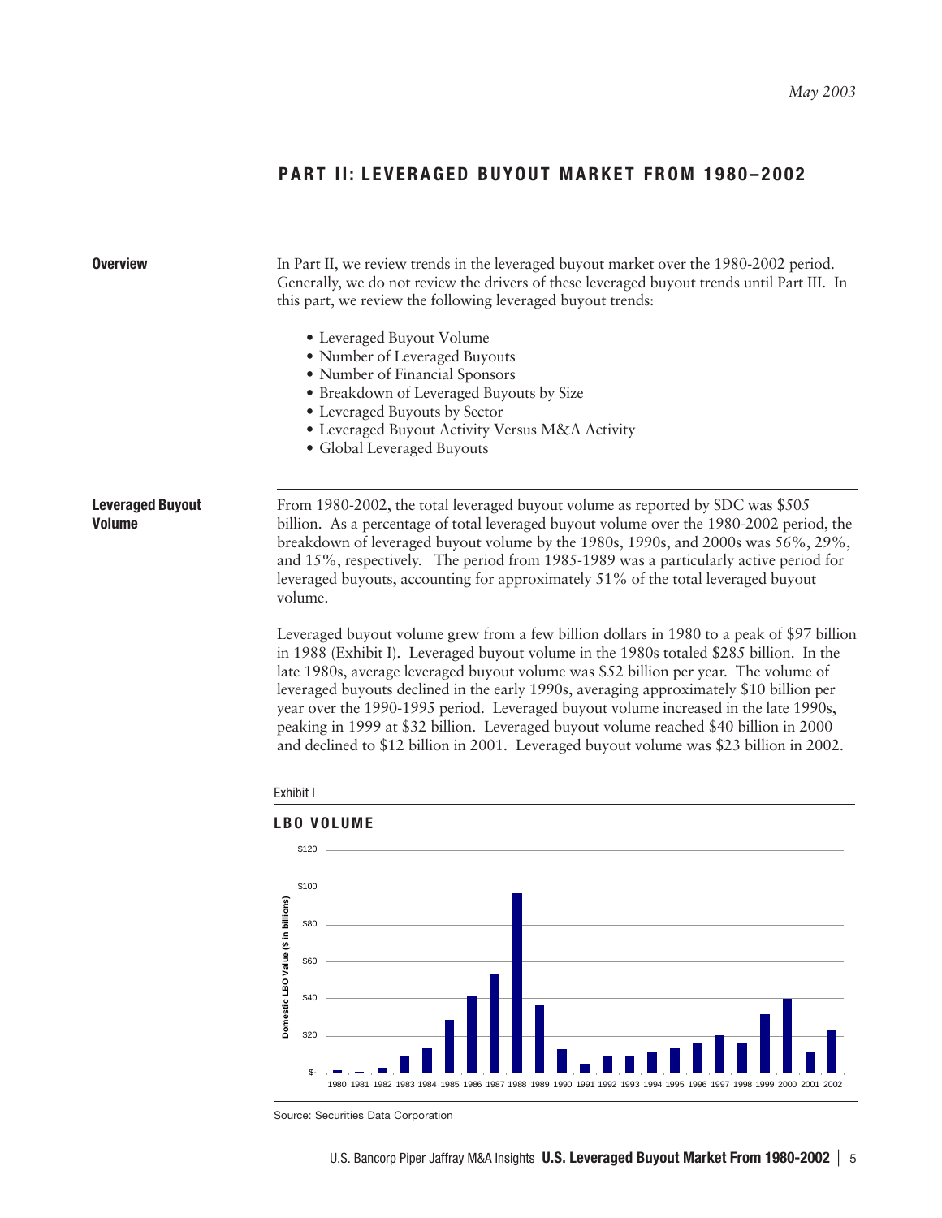*May 2003*

# PART II: LEVERAGED BUYOUT MARKET FROM 1980–2002

## Overview

In Part II, we review trends in the leveraged buyout market over the 1980-2002 period. Generally, we do not review the drivers of these leveraged buyout trends until Part III. In this part, we review the following leveraged buyout trends:

- Leveraged Buyout Volume
- Number of Leveraged Buyouts
- Number of Financial Sponsors
- Breakdown of Leveraged Buyouts by Size
- Leveraged Buyouts by Sector
- Leveraged Buyout Activity Versus M&A Activity
- Global Leveraged Buyouts

## Leveraged Buyout Volume

From 1980-2002, the total leveraged buyout volume as reported by SDC was $505 billion. As a percentage of total leveraged buyout volume over the 1980-2002 period, the breakdown of leveraged buyout volume by the 1980s, 1990s, and 2000s was 56%, 29%, and 15%, respectively. The period from 1985-1989 was a particularly active period for leveraged buyouts, accounting for approximately 51% of the total leveraged buyout volume.

Leveraged buyout volume grew from a few billion dollars in 1980 to a peak of $97 billion in 1988 (Exhibit I). Leveraged buyout volume in the 1980s totaled $285 billion. In the late 1980s, average leveraged buyout volume was $52 billion per year. The volume of leveraged buyouts declined in the early 1990s, averaging approximately $10 billion per year over the 1990-1995 period. Leveraged buyout volume increased in the late 1990s, peaking in 1999 at $32 billion. Leveraged buyout volume reached $40 billion in 2000 and declined to $12 billion in 2001. Leveraged buyout volume was $23 billion in 2002.

Exhibit I

**LBO VOLUME**

Source: Securities Data Corporation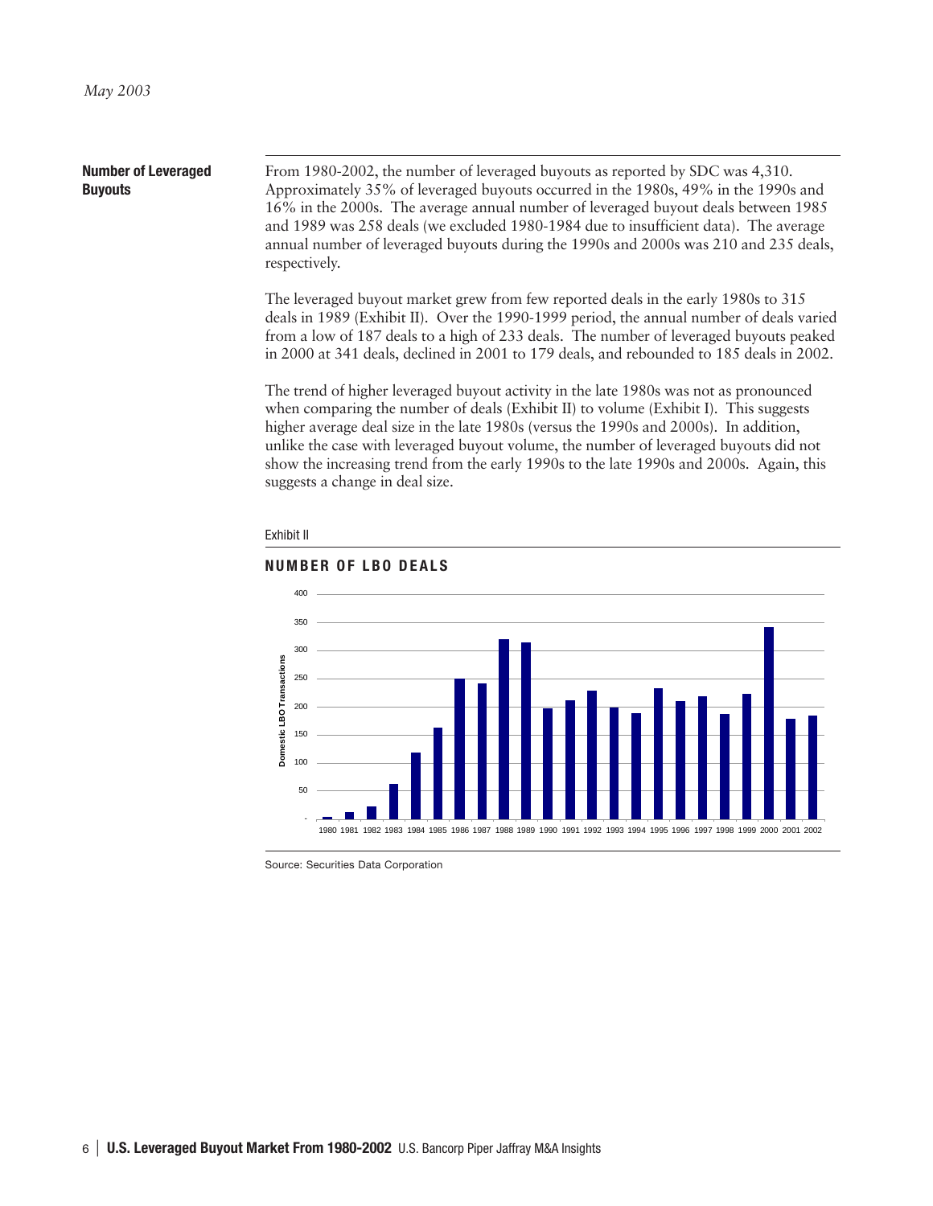*May 2003*

## Number of Leveraged Buyouts

From 1980-2002, the number of leveraged buyouts as reported by SDC was 4,310. Approximately 35% of leveraged buyouts occurred in the 1980s, 49% in the 1990s and 16% in the 2000s. The average annual number of leveraged buyout deals between 1985 and 1989 was 258 deals (we excluded 1980-1984 due to insufficient data). The average annual number of leveraged buyouts during the 1990s and 2000s was 210 and 235 deals, respectively.

The leveraged buyout market grew from few reported deals in the early 1980s to 315 deals in 1989 (Exhibit II). Over the 1990-1999 period, the annual number of deals varied from a low of 187 deals to a high of 233 deals. The number of leveraged buyouts peaked in 2000 at 341 deals, declined in 2001 to 179 deals, and rebounded to 185 deals in 2002.

The trend of higher leveraged buyout activity in the late 1980s was not as pronounced when comparing the number of deals (Exhibit II) to volume (Exhibit I). This suggests higher average deal size in the late 1980s (versus the 1990s and 2000s). In addition, unlike the case with leveraged buyout volume, the number of leveraged buyouts did not show the increasing trend from the early 1990s to the late 1990s and 2000s. Again, this suggests a change in deal size.

Exhibit II

**NUMBER OF LBO DEALS**

Source: Securities Data Corporation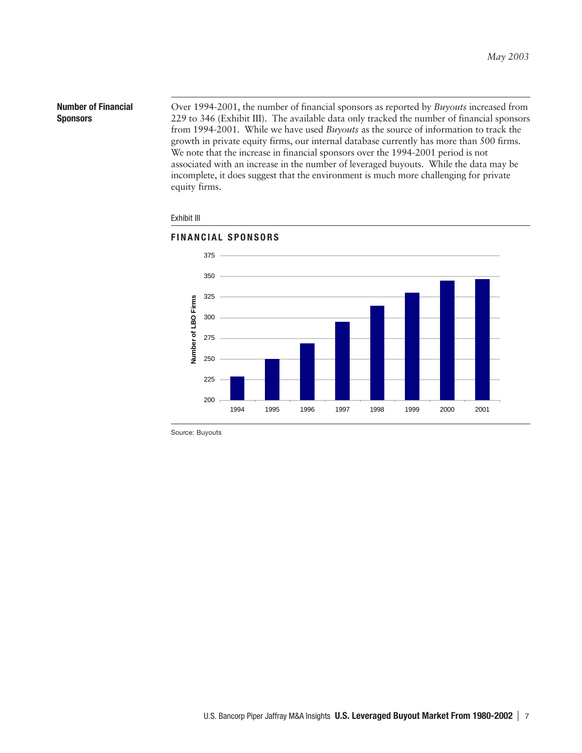## Number of Financial Sponsors

Over 1994-2001, the number of financial sponsors as reported by *Buyouts* increased from 229 to 346 (Exhibit III). The available data only tracked the number of financial sponsors from 1994-2001. While we have used *Buyouts* as the source of information to track the growth in private equity firms, our internal database currently has more than 500 firms. We note that the increase in financial sponsors over the 1994-2001 period is not associated with an increase in the number of leveraged buyouts. While the data may be incomplete, it does suggest that the environment is much more challenging for private equity firms.

Exhibit III

**FINANCIAL SPONSORS**

Source: Buyouts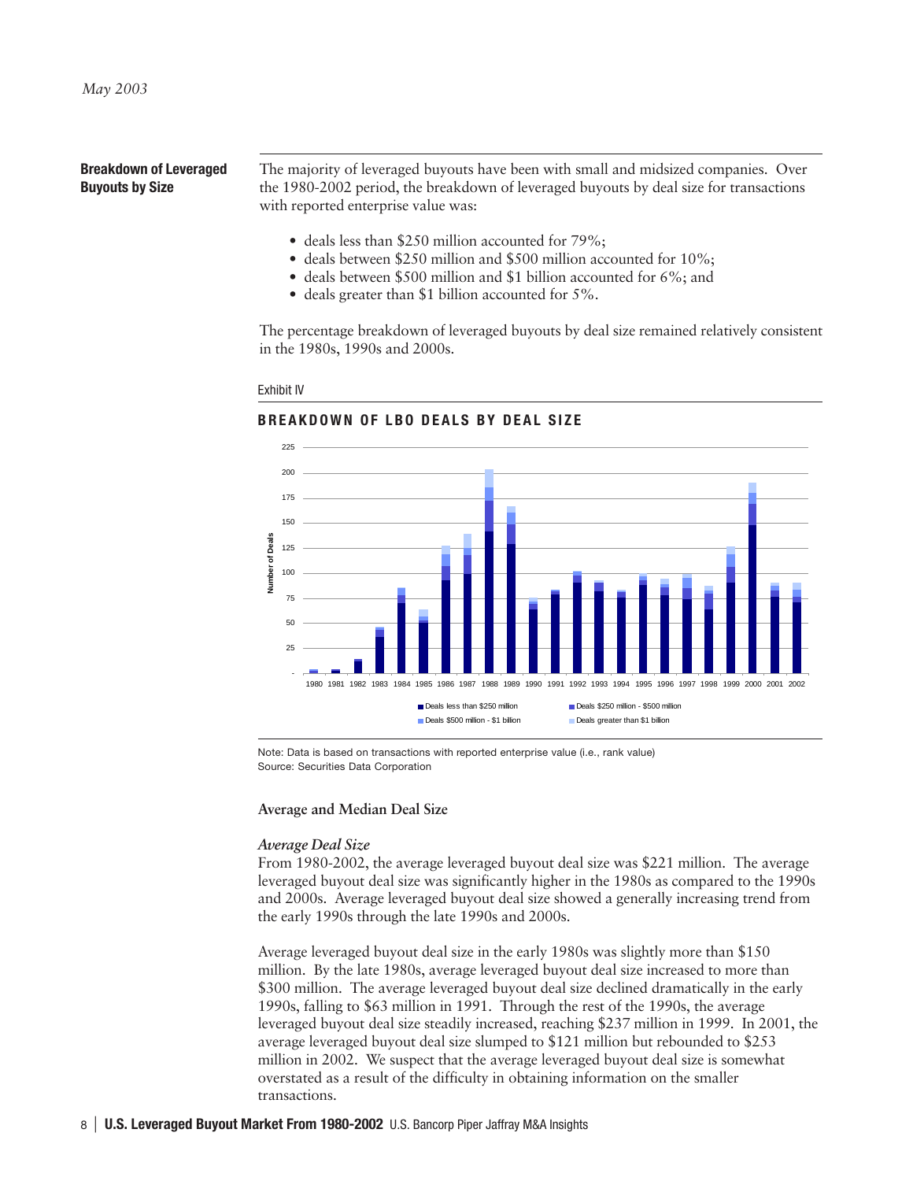*May 2003*

## Breakdown of Leveraged Buyouts by Size

The majority of leveraged buyouts have been with small and midsized companies. Over the 1980-2002 period, the breakdown of leveraged buyouts by deal size for transactions with reported enterprise value was:

- deals less than $250 million accounted for 79%;
- deals between $250 million and $500 million accounted for 10%;
- deals between $500 million and $1 billion accounted for 6%; and
- deals greater than $1 billion accounted for 5%.

The percentage breakdown of leveraged buyouts by deal size remained relatively consistent in the 1980s, 1990s and 2000s.

Exhibit IV

**BREAKDOWN OF LBO DEALS BY DEAL SIZE**

Note: Data is based on transactions with reported enterprise value (i.e., rank value)
Source: Securities Data Corporation

### Average and Median Deal Size

*Average Deal Size*

From 1980-2002, the average leveraged buyout deal size was $221 million. The average leveraged buyout deal size was significantly higher in the 1980s as compared to the 1990s and 2000s. Average leveraged buyout deal size showed a generally increasing trend from the early 1990s through the late 1990s and 2000s.

Average leveraged buyout deal size in the early 1980s was slightly more than $150 million. By the late 1980s, average leveraged buyout deal size increased to more than $300 million. The average leveraged buyout deal size declined dramatically in the early 1990s, falling to $63 million in 1991. Through the rest of the 1990s, the average leveraged buyout deal size steadily increased, reaching $237 million in 1999. In 2001, the average leveraged buyout deal size slumped to $121 million but rebounded to $253 million in 2002. We suspect that the average leveraged buyout deal size is somewhat overstated as a result of the difficulty in obtaining information on the smaller transactions.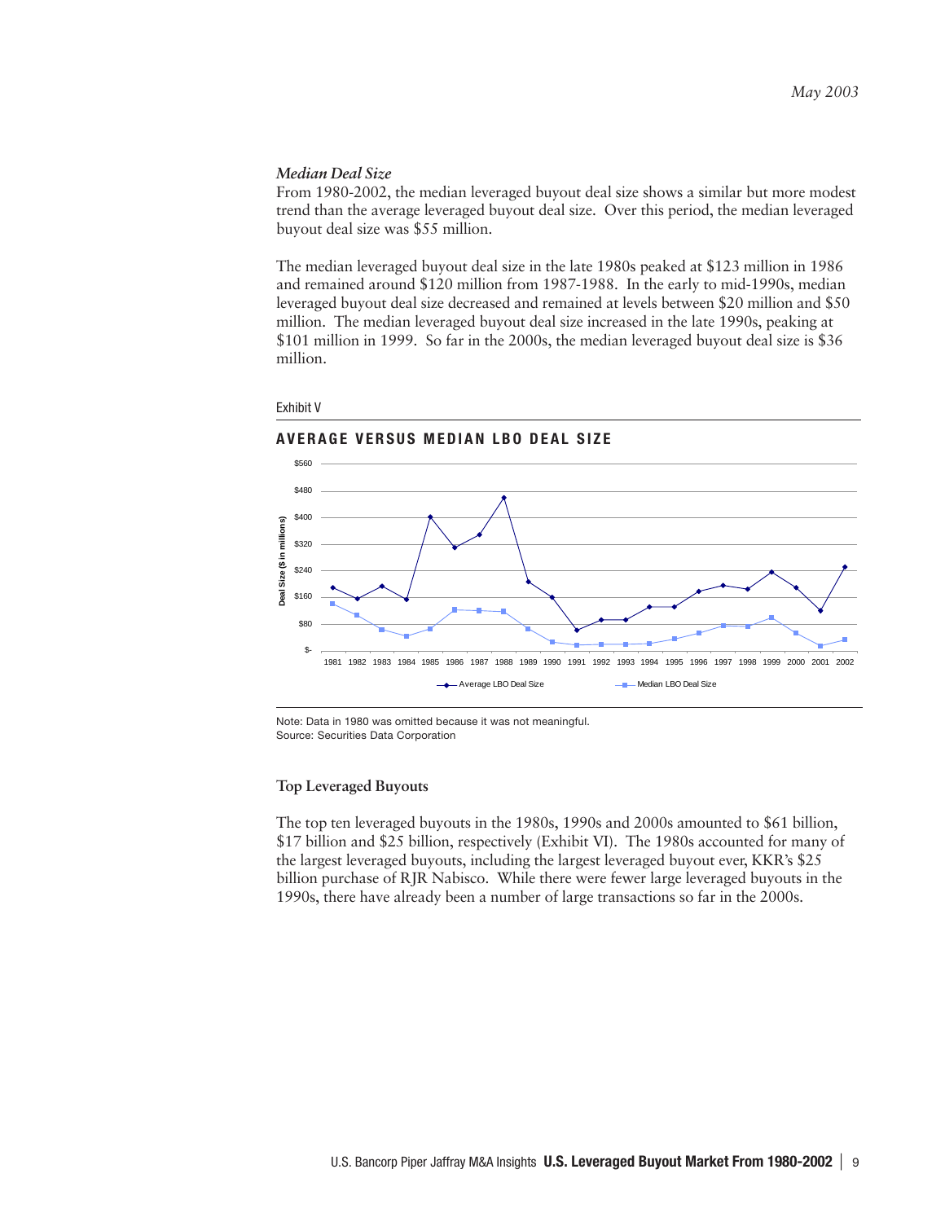### *Median Deal Size*

From 1980-2002, the median leveraged buyout deal size shows a similar but more modest trend than the average leveraged buyout deal size. Over this period, the median leveraged buyout deal size was $55 million.

The median leveraged buyout deal size in the late 1980s peaked at $123 million in 1986 and remained around $120 million from 1987-1988. In the early to mid-1990s, median leveraged buyout deal size decreased and remained at levels between $20 million and $50 million. The median leveraged buyout deal size increased in the late 1990s, peaking at $101 million in 1999. So far in the 2000s, the median leveraged buyout deal size is $36 million.

Exhibit V

**AVERAGE VERSUS MEDIAN LBO DEAL SIZE**

Note: Data in 1980 was omitted because it was not meaningful.
Source: Securities Data Corporation

### Top Leveraged Buyouts

The top ten leveraged buyouts in the 1980s, 1990s and 2000s amounted to $61 billion, $17 billion and $25 billion, respectively (Exhibit VI). The 1980s accounted for many of the largest leveraged buyouts, including the largest leveraged buyout ever, KKR's $25 billion purchase of RJR Nabisco. While there were fewer large leveraged buyouts in the 1990s, there have already been a number of large transactions so far in the 2000s.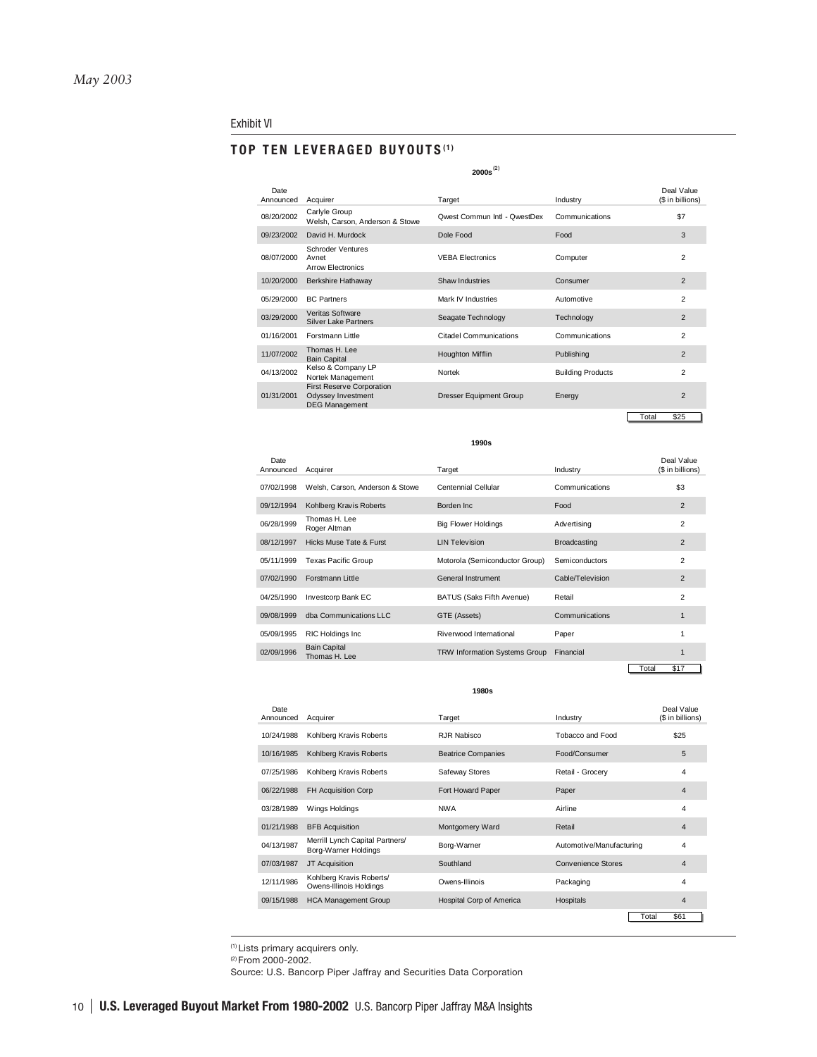*May 2003*

Exhibit VI

## TOP TEN LEVERAGED BUYOUTS[1]

**2000s[2]**

| Date Announced | Acquirer | Target | Industry | Deal Value ($ in billions) |
|---|---|---|---|---|
| 08/20/2002 | Carlyle Group<br>Welsh, Carson, Anderson & Stowe | Qwest Commun Intl - QwestDex | Communications | $7 |
| 09/23/2002 | David H. Murdock | Dole Food | Food | 3 |
| 08/07/2000 | Schroder Ventures<br>Avnet<br>Arrow Electronics | VEBA Electronics | Computer | 2 |
| 10/20/2000 | Berkshire Hathaway | Shaw Industries | Consumer | 2 |
| 05/29/2000 | BC Partners | Mark IV Industries | Automotive | 2 |
| 03/29/2000 | Veritas Software<br>Silver Lake Partners | Seagate Technology | Technology | 2 |
| 01/16/2001 | Forstmann Little | Citadel Communications | Communications | 2 |
| 11/07/2002 | Thomas H. Lee<br>Bain Capital | Houghton Mifflin | Publishing | 2 |
| 04/13/2002 | Kelso & Company LP<br>Nortek Management | Nortek | Building Products | 2 |
| 01/31/2001 | First Reserve Corporation<br>Odyssey Investment<br>DEG Management | Dresser Equipment Group | Energy | 2 |
| | | | Total | $25 |

**1990s**

| Date Announced | Acquirer | Target | Industry | Deal Value ($ in billions) |
|---|---|---|---|---|
| 07/02/1998 | Welsh, Carson, Anderson & Stowe | Centennial Cellular | Communications | $3 |
| 09/12/1994 | Kohlberg Kravis Roberts | Borden Inc | Food | 2 |
| 06/28/1999 | Thomas H. Lee<br>Roger Altman | Big Flower Holdings | Advertising | 2 |
| 08/12/1997 | Hicks Muse Tate & Furst | LIN Television | Broadcasting | 2 |
| 05/11/1999 | Texas Pacific Group | Motorola (Semiconductor Group) | Semiconductors | 2 |
| 07/02/1990 | Forstmann Little | General Instrument | Cable/Television | 2 |
| 04/25/1990 | Investcorp Bank EC | BATUS (Saks Fifth Avenue) | Retail | 2 |
| 09/08/1999 | dba Communications LLC | GTE (Assets) | Communications | 1 |
| 05/09/1995 | RIC Holdings Inc | Riverwood International | Paper | 1 |
| 02/09/1996 | Bain Capital<br>Thomas H. Lee | TRW Information Systems Group | Financial | 1 |
| | | | Total | $17 |

**1980s**

| Date Announced | Acquirer | Target | Industry | Deal Value ($ in billions) |
|---|---|---|---|---|
| 10/24/1988 | Kohlberg Kravis Roberts | RJR Nabisco | Tobacco and Food | $25 |
| 10/16/1985 | Kohlberg Kravis Roberts | Beatrice Companies | Food/Consumer | 5 |
| 07/25/1986 | Kohlberg Kravis Roberts | Safeway Stores | Retail - Grocery | 4 |
| 06/22/1988 | FH Acquisition Corp | Fort Howard Paper | Paper | 4 |
| 03/28/1989 | Wings Holdings | NWA | Airline | 4 |
| 01/21/1988 | BFB Acquisition | Montgomery Ward | Retail | 4 |
| 04/13/1987 | Merrill Lynch Capital Partners/<br>Borg-Warner Holdings | Borg-Warner | Automotive/Manufacturing | 4 |
| 07/03/1987 | JT Acquisition | Southland | Convenience Stores | 4 |
| 12/11/1986 | Kohlberg Kravis Roberts/<br>Owens-Illinois Holdings | Owens-Illinois | Packaging | 4 |
| 09/15/1988 | HCA Management Group | Hospital Corp of America | Hospitals | 4 |
| | | | Total | $61 |

[1] Lists primary acquirers only.
[2] From 2000-2002.
Source: U.S. Bancorp Piper Jaffray and Securities Data Corporation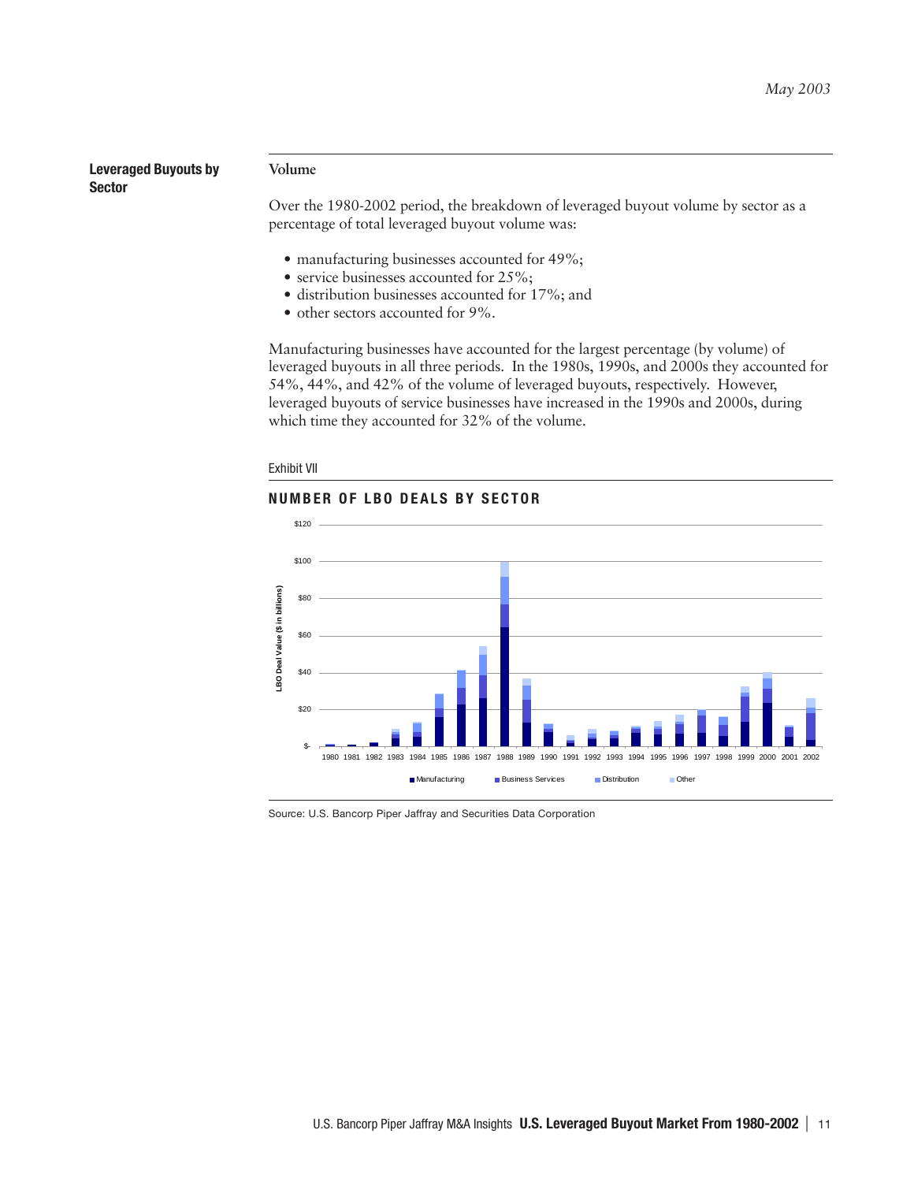## Leveraged Buyouts by Sector

### Volume

Over the 1980-2002 period, the breakdown of leveraged buyout volume by sector as a percentage of total leveraged buyout volume was:

- manufacturing businesses accounted for 49%;
- service businesses accounted for 25%;
- distribution businesses accounted for 17%; and
- other sectors accounted for 9%.

Manufacturing businesses have accounted for the largest percentage (by volume) of leveraged buyouts in all three periods. In the 1980s, 1990s, and 2000s they accounted for 54%, 44%, and 42% of the volume of leveraged buyouts, respectively. However, leveraged buyouts of service businesses have increased in the 1990s and 2000s, during which time they accounted for 32% of the volume.

Exhibit VII

**NUMBER OF LBO DEALS BY SECTOR**

Source: U.S. Bancorp Piper Jaffray and Securities Data Corporation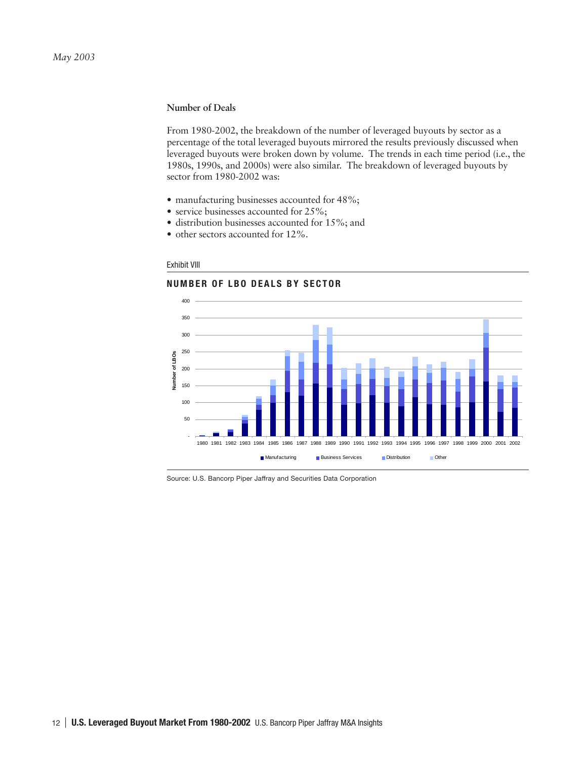### Number of Deals

From 1980-2002, the breakdown of the number of leveraged buyouts by sector as a percentage of the total leveraged buyouts mirrored the results previously discussed when leveraged buyouts were broken down by volume. The trends in each time period (i.e., the 1980s, 1990s, and 2000s) were also similar. The breakdown of leveraged buyouts by sector from 1980-2002 was:

- manufacturing businesses accounted for 48%;
- service businesses accounted for 25%;
- distribution businesses accounted for 15%; and
- other sectors accounted for 12%.

Exhibit VIII

**NUMBER OF LBO DEALS BY SECTOR**

Source: U.S. Bancorp Piper Jaffray and Securities Data Corporation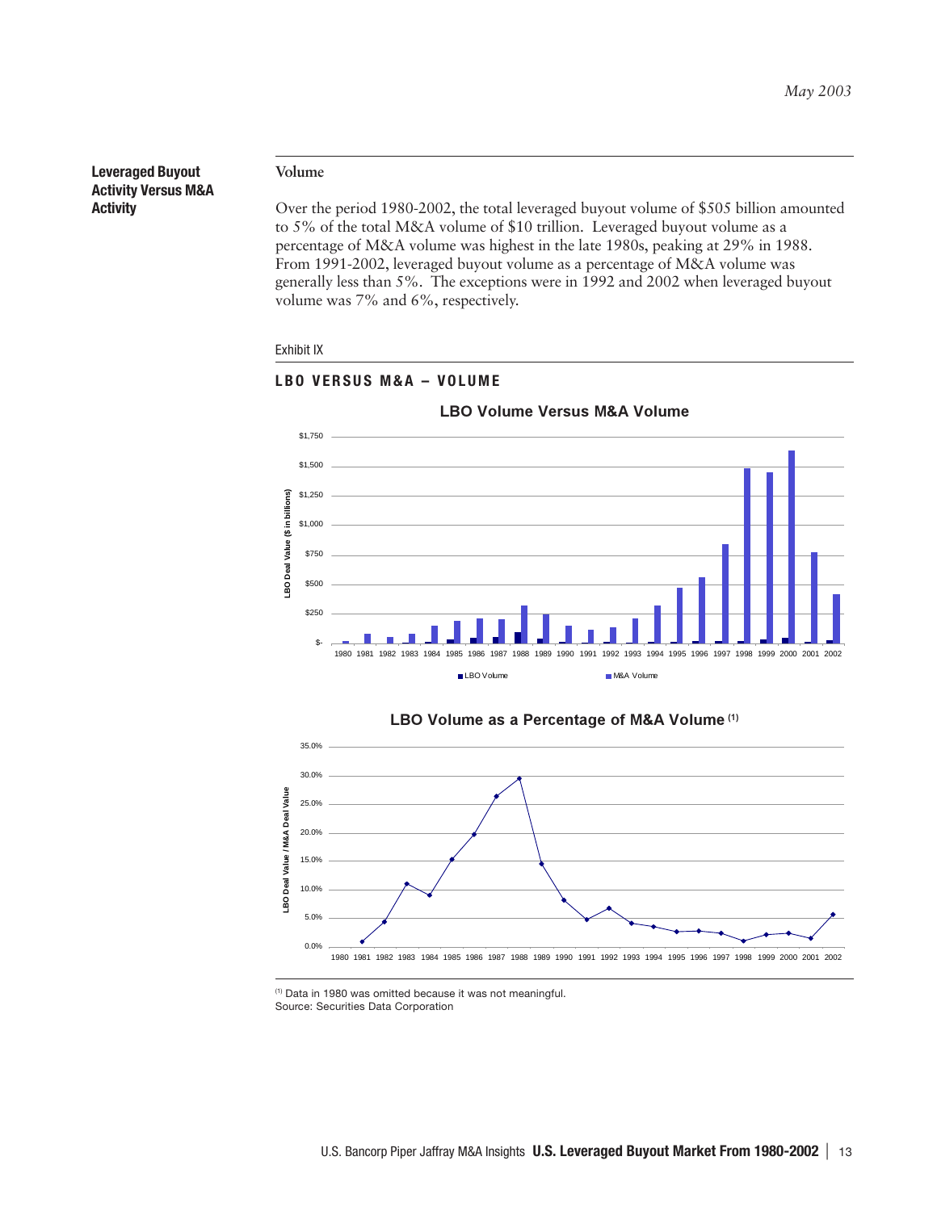## Leveraged Buyout Activity Versus M&A Activity

### Volume

Over the period 1980-2002, the total leveraged buyout volume of $505 billion amounted to 5% of the total M&A volume of $10 trillion. Leveraged buyout volume as a percentage of M&A volume was highest in the late 1980s, peaking at 29% in 1988. From 1991-2002, leveraged buyout volume as a percentage of M&A volume was generally less than 5%. The exceptions were in 1992 and 2002 when leveraged buyout volume was 7% and 6%, respectively.

Exhibit IX

**LBO VERSUS M&A – VOLUME**

**LBO Volume Versus M&A Volume**

**LBO Volume as a Percentage of M&A Volume** [1]

[1] Data in 1980 was omitted because it was not meaningful.
Source: Securities Data Corporation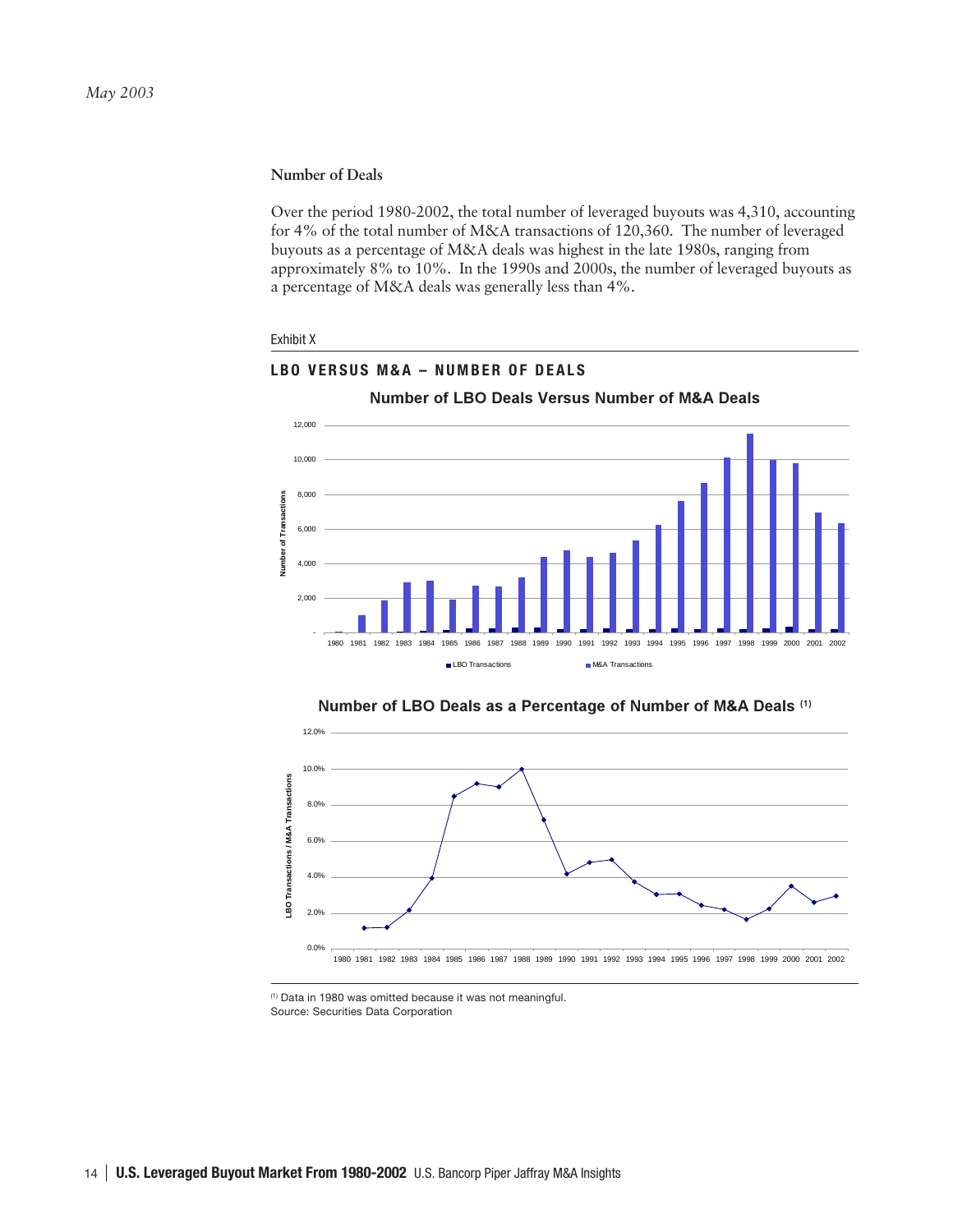*May 2003*

### Number of Deals

Over the period 1980-2002, the total number of leveraged buyouts was 4,310, accounting for 4% of the total number of M&A transactions of 120,360. The number of leveraged buyouts as a percentage of M&A deals was highest in the late 1980s, ranging from approximately 8% to 10%. In the 1990s and 2000s, the number of leveraged buyouts as a percentage of M&A deals was generally less than 4%.

Exhibit X

**LBO VERSUS M&A – NUMBER OF DEALS**

**Number of LBO Deals Versus Number of M&A Deals**

**Number of LBO Deals as a Percentage of Number of M&A Deals (1)**

(1) Data in 1980 was omitted because it was not meaningful.
Source: Securities Data Corporation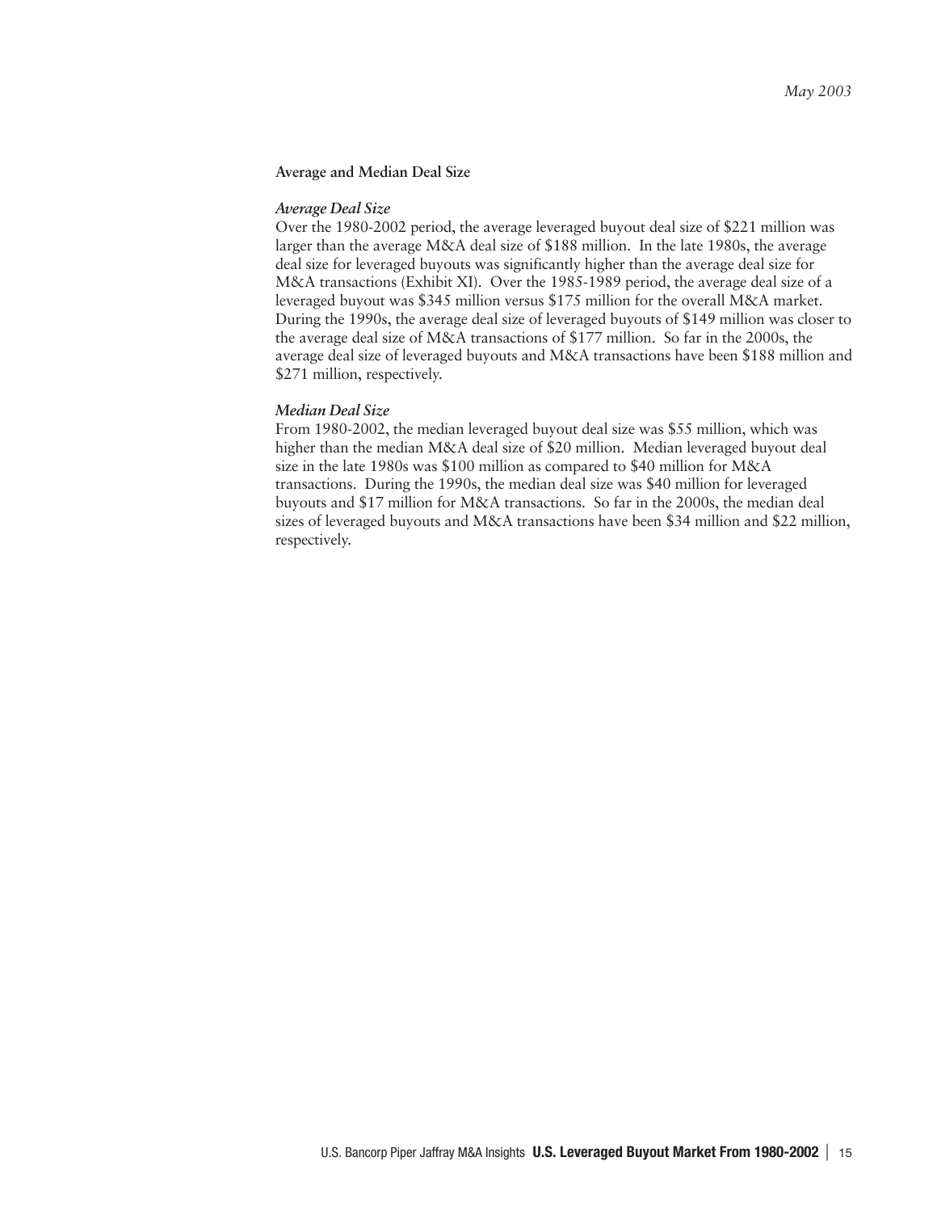### Average and Median Deal Size

#### *Average Deal Size*

Over the 1980-2002 period, the average leveraged buyout deal size of $221 million was larger than the average M&A deal size of $188 million. In the late 1980s, the average deal size for leveraged buyouts was significantly higher than the average deal size for M&A transactions (Exhibit XI). Over the 1985-1989 period, the average deal size of a leveraged buyout was $345 million versus $175 million for the overall M&A market. During the 1990s, the average deal size of leveraged buyouts of $149 million was closer to the average deal size of M&A transactions of $177 million. So far in the 2000s, the average deal size of leveraged buyouts and M&A transactions have been $188 million and $271 million, respectively.

#### *Median Deal Size*

From 1980-2002, the median leveraged buyout deal size was $55 million, which was higher than the median M&A deal size of $20 million. Median leveraged buyout deal size in the late 1980s was $100 million as compared to $40 million for M&A transactions. During the 1990s, the median deal size was $40 million for leveraged buyouts and $17 million for M&A transactions. So far in the 2000s, the median deal sizes of leveraged buyouts and M&A transactions have been $34 million and $22 million, respectively.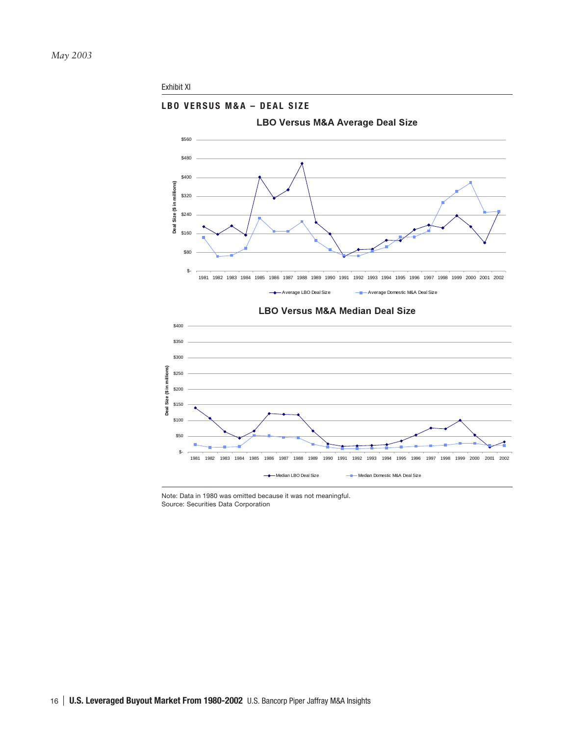*May 2003*

Exhibit XI

## LBO VERSUS M&A – DEAL SIZE

### LBO Versus M&A Average Deal Size

### LBO Versus M&A Median Deal Size

Note: Data in 1980 was omitted because it was not meaningful.
Source: Securities Data Corporation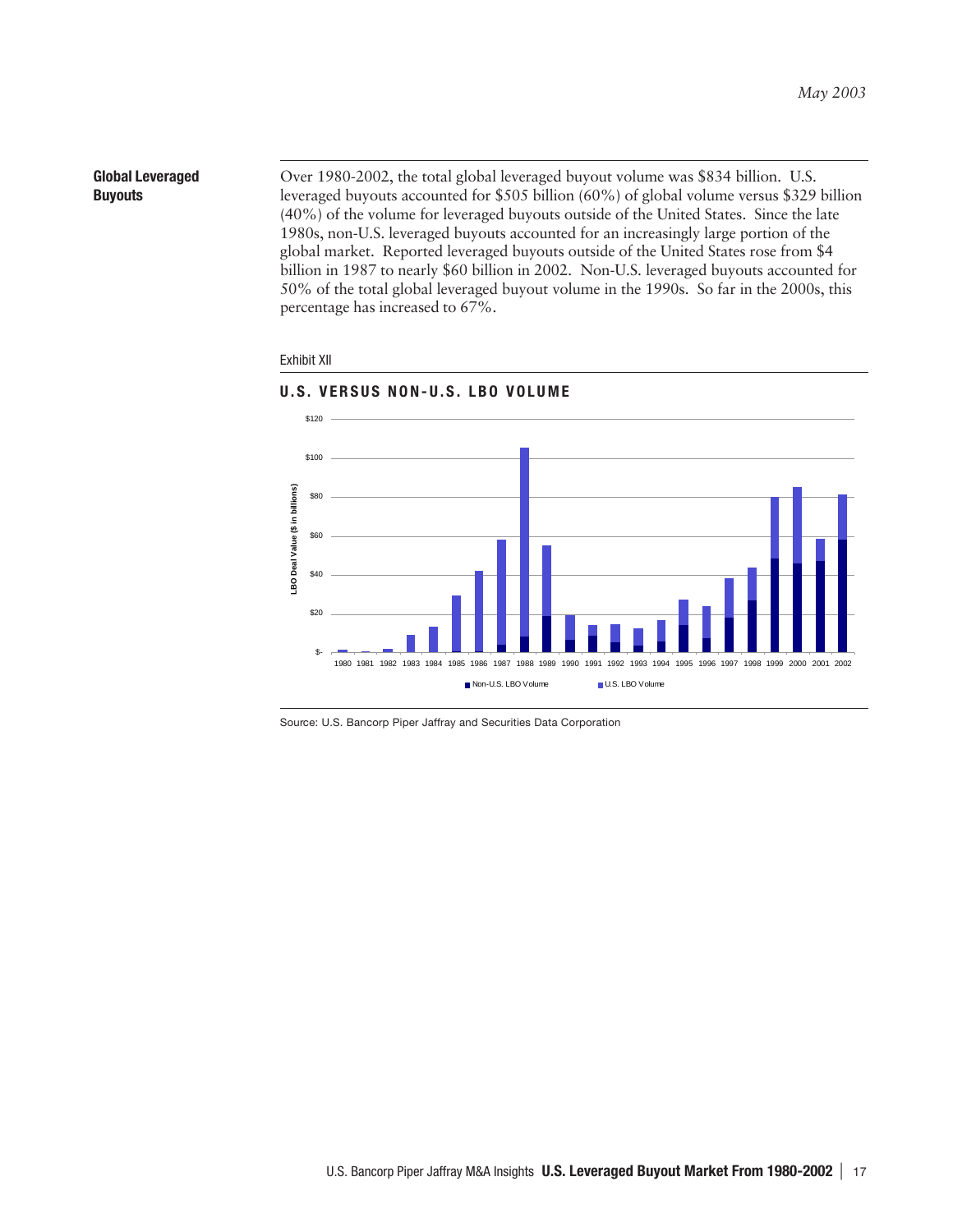## Global Leveraged Buyouts

Over 1980-2002, the total global leveraged buyout volume was $834 billion. U.S. leveraged buyouts accounted for $505 billion (60%) of global volume versus $329 billion (40%) of the volume for leveraged buyouts outside of the United States. Since the late 1980s, non-U.S. leveraged buyouts accounted for an increasingly large portion of the global market. Reported leveraged buyouts outside of the United States rose from $4 billion in 1987 to nearly $60 billion in 2002. Non-U.S. leveraged buyouts accounted for 50% of the total global leveraged buyout volume in the 1990s. So far in the 2000s, this percentage has increased to 67%.

Exhibit XII

**U.S. VERSUS NON-U.S. LBO VOLUME**

Source: U.S. Bancorp Piper Jaffray and Securities Data Corporation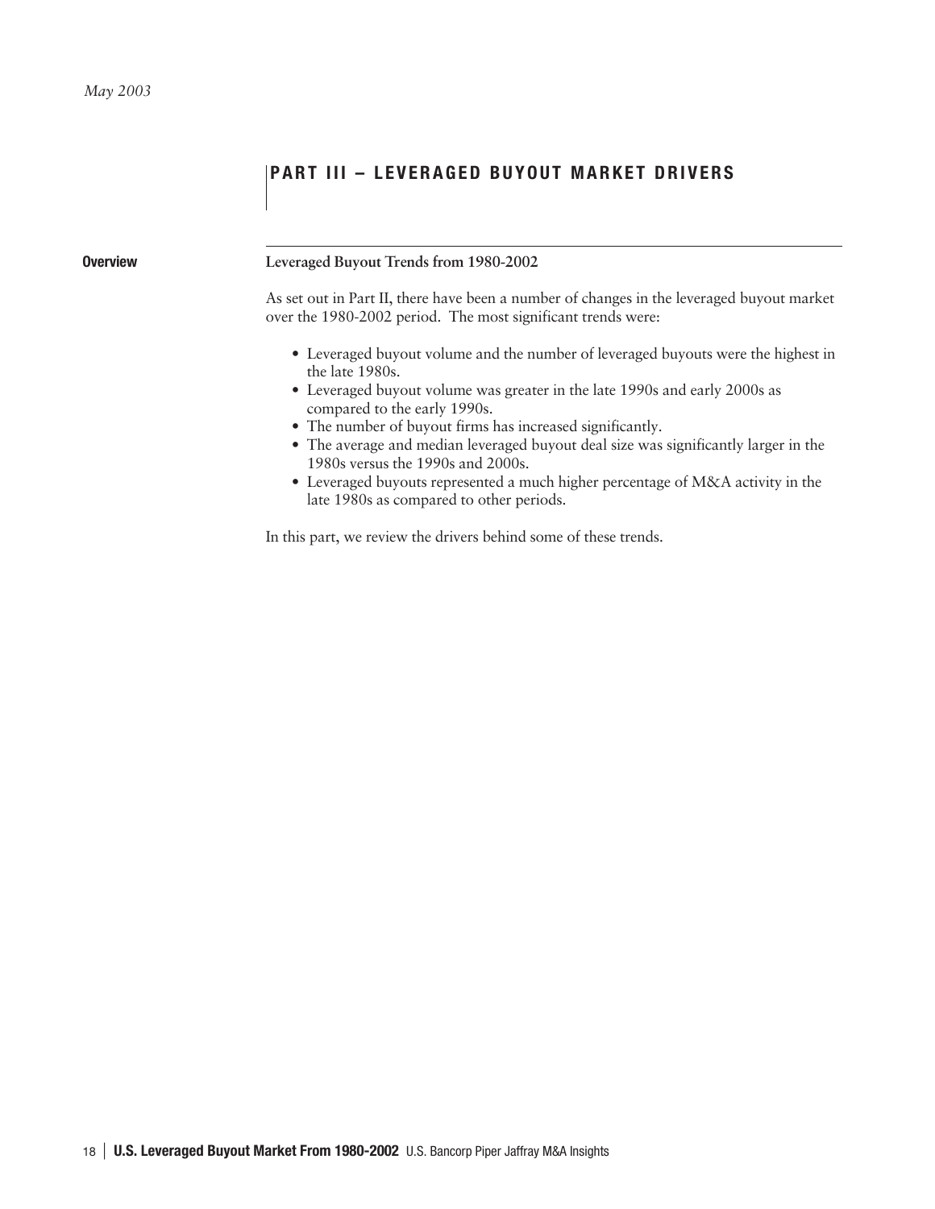# PART III – LEVERAGED BUYOUT MARKET DRIVERS

**Overview**

**Leveraged Buyout Trends from 1980-2002**

As set out in Part II, there have been a number of changes in the leveraged buyout market over the 1980-2002 period. The most significant trends were:

- Leveraged buyout volume and the number of leveraged buyouts were the highest in the late 1980s.
- Leveraged buyout volume was greater in the late 1990s and early 2000s as compared to the early 1990s.
- The number of buyout firms has increased significantly.
- The average and median leveraged buyout deal size was significantly larger in the 1980s versus the 1990s and 2000s.
- Leveraged buyouts represented a much higher percentage of M&A activity in the late 1980s as compared to other periods.

In this part, we review the drivers behind some of these trends.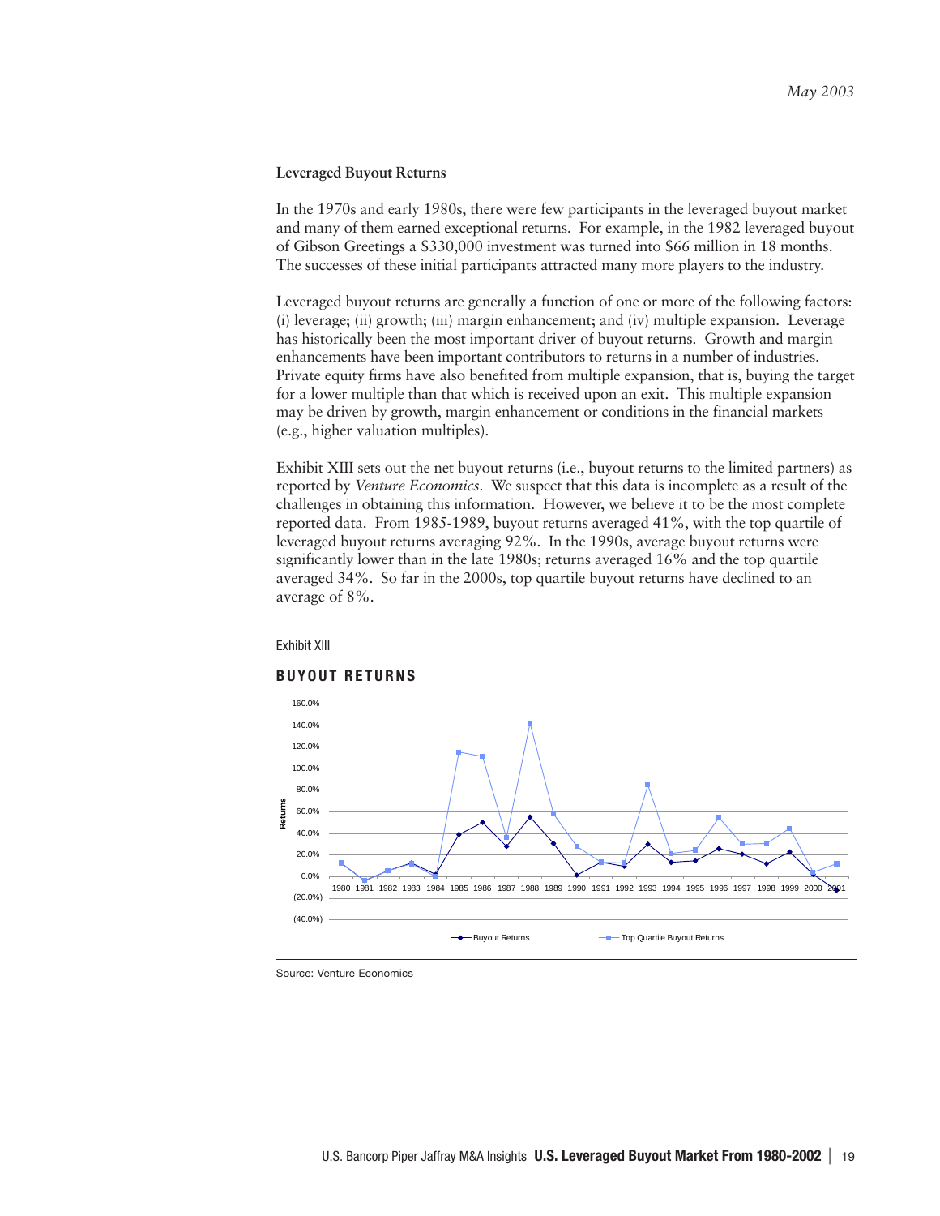### Leveraged Buyout Returns

In the 1970s and early 1980s, there were few participants in the leveraged buyout market and many of them earned exceptional returns. For example, in the 1982 leveraged buyout of Gibson Greetings a $330,000 investment was turned into $66 million in 18 months. The successes of these initial participants attracted many more players to the industry.

Leveraged buyout returns are generally a function of one or more of the following factors: (i) leverage; (ii) growth; (iii) margin enhancement; and (iv) multiple expansion. Leverage has historically been the most important driver of buyout returns. Growth and margin enhancements have been important contributors to returns in a number of industries. Private equity firms have also benefited from multiple expansion, that is, buying the target for a lower multiple than that which is received upon an exit. This multiple expansion may be driven by growth, margin enhancement or conditions in the financial markets (e.g., higher valuation multiples).

Exhibit XIII sets out the net buyout returns (i.e., buyout returns to the limited partners) as reported by *Venture Economics*. We suspect that this data is incomplete as a result of the challenges in obtaining this information. However, we believe it to be the most complete reported data. From 1985-1989, buyout returns averaged 41%, with the top quartile of leveraged buyout returns averaging 92%. In the 1990s, average buyout returns were significantly lower than in the late 1980s; returns averaged 16% and the top quartile averaged 34%. So far in the 2000s, top quartile buyout returns have declined to an average of 8%.

Exhibit XIII

**BUYOUT RETURNS**

Source: Venture Economics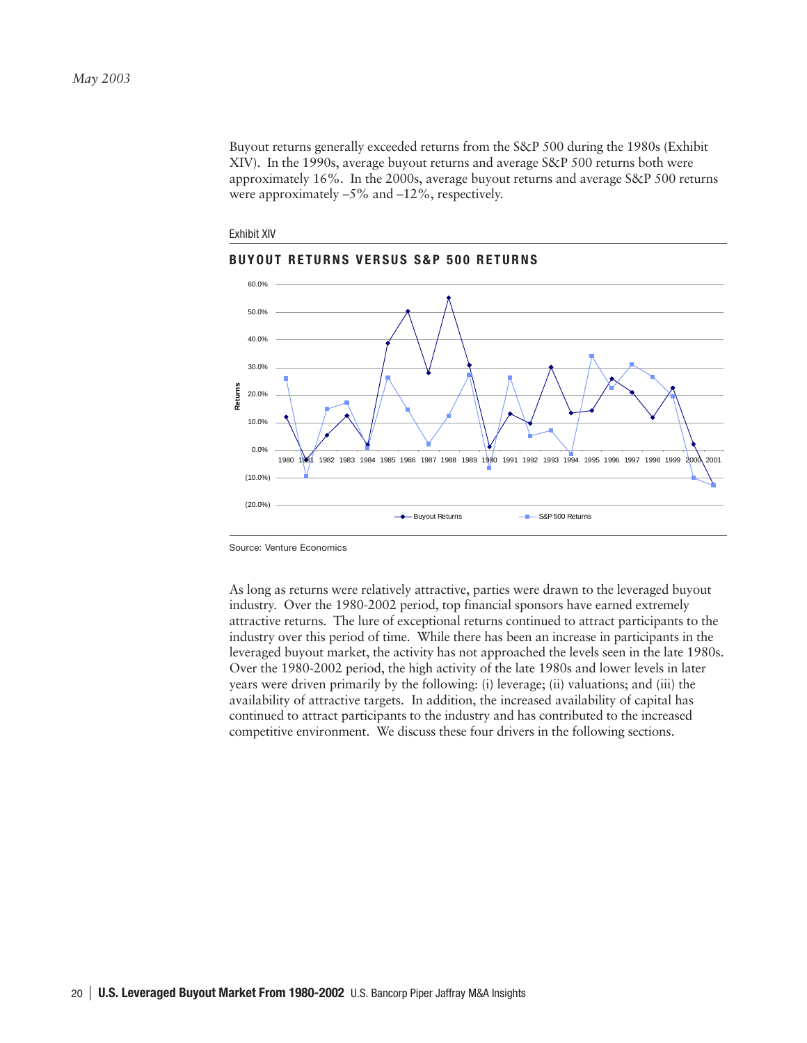Buyout returns generally exceeded returns from the S&P 500 during the 1980s (Exhibit XIV). In the 1990s, average buyout returns and average S&P 500 returns both were approximately 16%. In the 2000s, average buyout returns and average S&P 500 returns were approximately –5% and –12%, respectively.

Exhibit XIV

**BUYOUT RETURNS VERSUS S&P 500 RETURNS**

Source: Venture Economics

As long as returns were relatively attractive, parties were drawn to the leveraged buyout industry. Over the 1980-2002 period, top financial sponsors have earned extremely attractive returns. The lure of exceptional returns continued to attract participants to the industry over this period of time. While there has been an increase in participants in the leveraged buyout market, the activity has not approached the levels seen in the late 1980s. Over the 1980-2002 period, the high activity of the late 1980s and lower levels in later years were driven primarily by the following: (i) leverage; (ii) valuations; and (iii) the availability of attractive targets. In addition, the increased availability of capital has continued to attract participants to the industry and has contributed to the increased competitive environment. We discuss these four drivers in the following sections.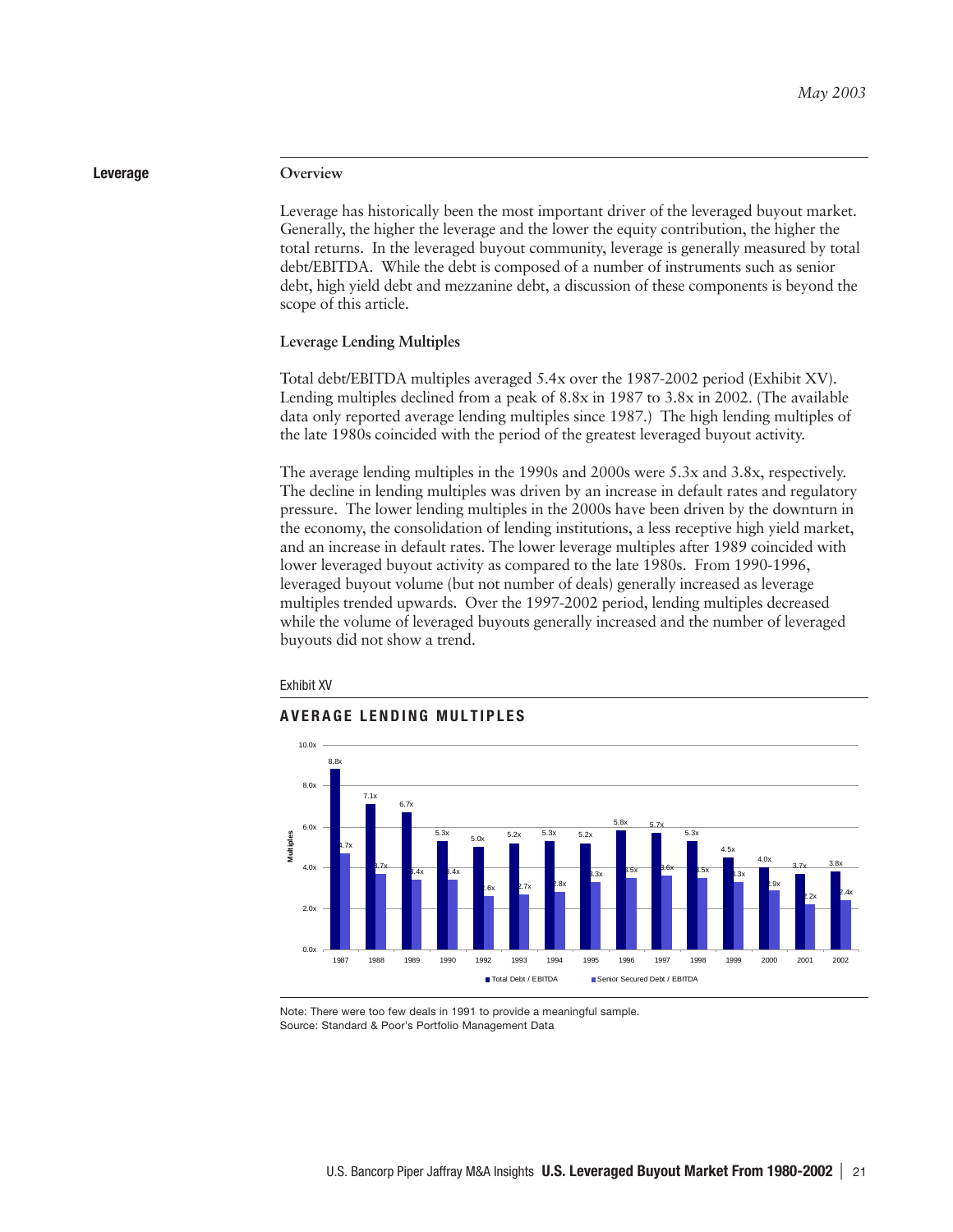# Leverage

## Overview

Leverage has historically been the most important driver of the leveraged buyout market. Generally, the higher the leverage and the lower the equity contribution, the higher the total returns. In the leveraged buyout community, leverage is generally measured by total debt/EBITDA. While the debt is composed of a number of instruments such as senior debt, high yield debt and mezzanine debt, a discussion of these components is beyond the scope of this article.

## Leverage Lending Multiples

Total debt/EBITDA multiples averaged 5.4x over the 1987-2002 period (Exhibit XV). Lending multiples declined from a peak of 8.8x in 1987 to 3.8x in 2002. (The available data only reported average lending multiples since 1987.) The high lending multiples of the late 1980s coincided with the period of the greatest leveraged buyout activity.

The average lending multiples in the 1990s and 2000s were 5.3x and 3.8x, respectively. The decline in lending multiples was driven by an increase in default rates and regulatory pressure. The lower lending multiples in the 2000s have been driven by the downturn in the economy, the consolidation of lending institutions, a less receptive high yield market, and an increase in default rates. The lower leverage multiples after 1989 coincided with lower leveraged buyout activity as compared to the late 1980s. From 1990-1996, leveraged buyout volume (but not number of deals) generally increased as leverage multiples trended upwards. Over the 1997-2002 period, lending multiples decreased while the volume of leveraged buyouts generally increased and the number of leveraged buyouts did not show a trend.

Exhibit XV

**AVERAGE LENDING MULTIPLES**

| Year | Total Debt / EBITDA | Senior Secured Debt / EBITDA |
|---|---|---|
| 1987 | 8.8x | 4.7x |
| 1988 | 7.1x | 3.7x |
| 1989 | 6.7x | 3.4x |
| 1990 | 5.3x | 3.4x |
| 1992 | 5.0x | 2.6x |
| 1993 | 5.2x | 2.7x |
| 1994 | 5.3x | 2.8x |
| 1995 | 5.2x | 3.3x |
| 1996 | 5.8x | 3.5x |
| 1997 | 5.7x | 3.6x |
| 1998 | 5.3x | 3.5x |
| 1999 | 4.5x | 3.3x |
| 2000 | 4.0x | 2.9x |
| 2001 | 3.7x | 2.2x |
| 2002 | 3.8x | 2.4x |

Note: There were too few deals in 1991 to provide a meaningful sample.
Source: Standard & Poor's Portfolio Management Data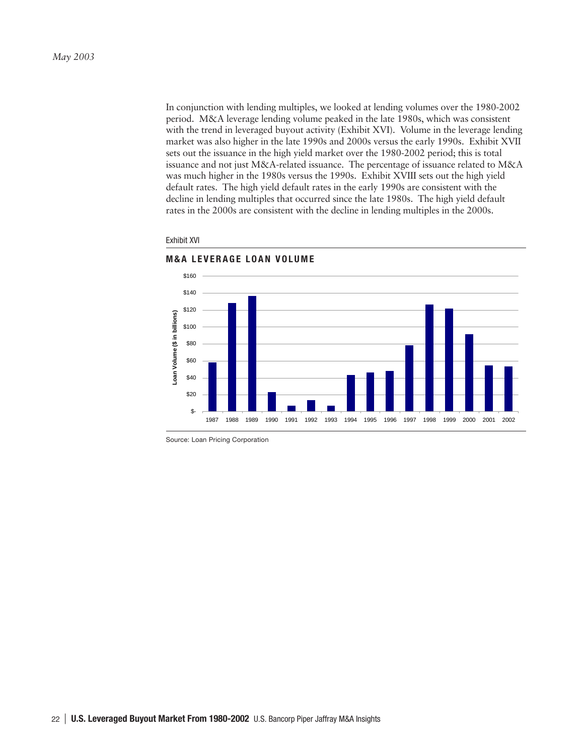*May 2003*

In conjunction with lending multiples, we looked at lending volumes over the 1980-2002 period. M&A leverage lending volume peaked in the late 1980s, which was consistent with the trend in leveraged buyout activity (Exhibit XVI). Volume in the leverage lending market was also higher in the late 1990s and 2000s versus the early 1990s. Exhibit XVII sets out the issuance in the high yield market over the 1980-2002 period; this is total issuance and not just M&A-related issuance. The percentage of issuance related to M&A was much higher in the 1980s versus the 1990s. Exhibit XVIII sets out the high yield default rates. The high yield default rates in the early 1990s are consistent with the decline in lending multiples that occurred since the late 1980s. The high yield default rates in the 2000s are consistent with the decline in lending multiples in the 2000s.

Exhibit XVI

**M&A LEVERAGE LOAN VOLUME**

Loan Volume ($ in billions)

$160, $140, $120, $100, $80, $60, $40, $20, $-

1987 1988 1989 1990 1991 1992 1993 1994 1995 1996 1997 1998 1999 2000 2001 2002

Source: Loan Pricing Corporation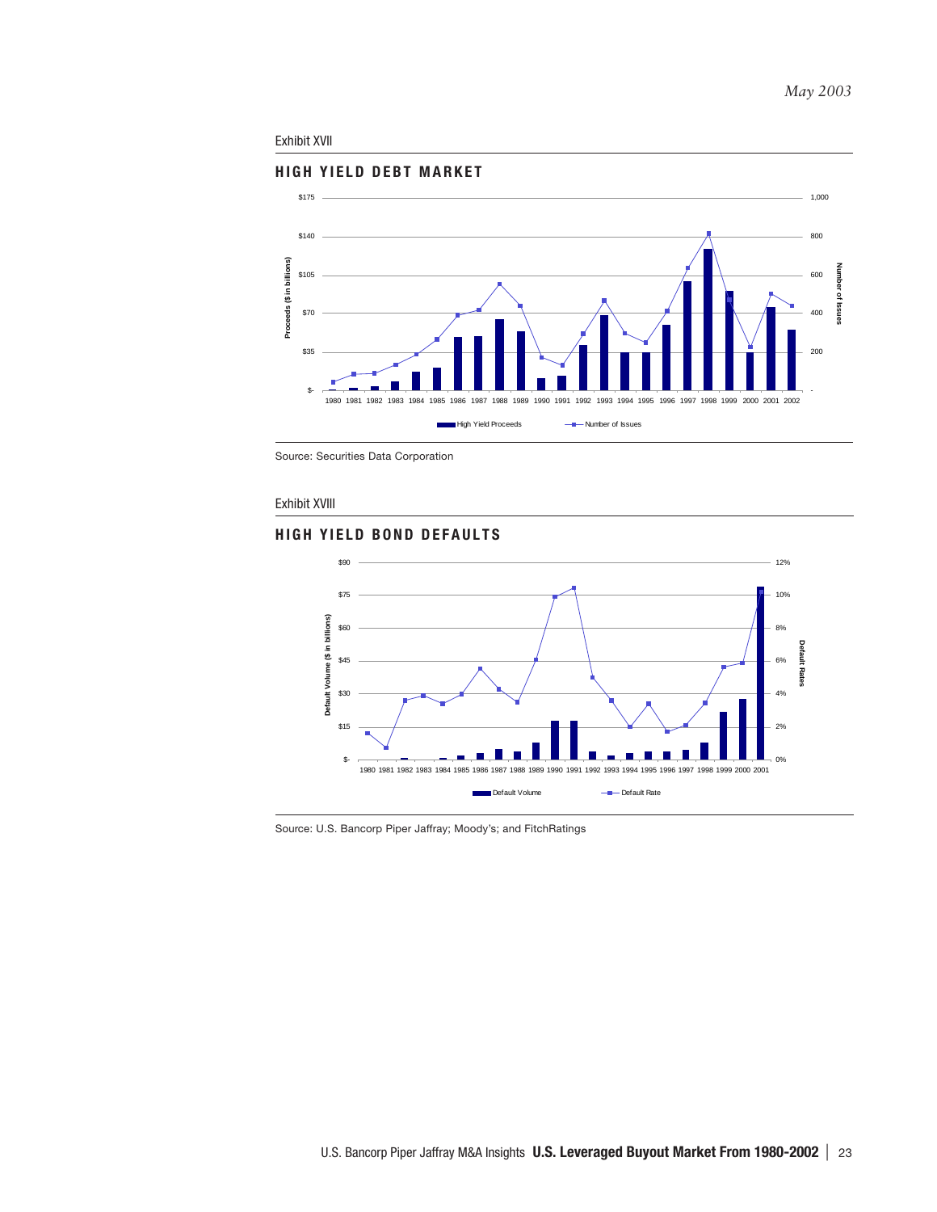*May 2003*

Exhibit XVII

## HIGH YIELD DEBT MARKET

Source: Securities Data Corporation

Exhibit XVIII

## HIGH YIELD BOND DEFAULTS

Source: U.S. Bancorp Piper Jaffray; Moody's; and FitchRatings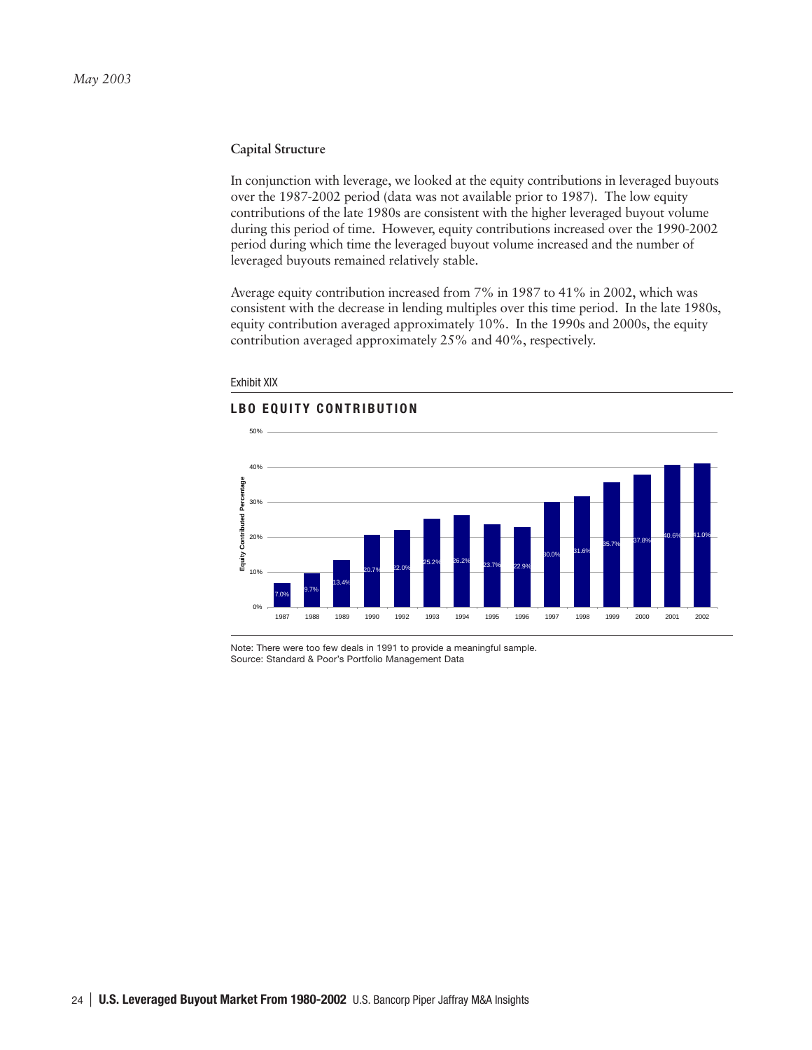*May 2003*

### Capital Structure

In conjunction with leverage, we looked at the equity contributions in leveraged buyouts over the 1987-2002 period (data was not available prior to 1987). The low equity contributions of the late 1980s are consistent with the higher leveraged buyout volume during this period of time. However, equity contributions increased over the 1990-2002 period during which time the leveraged buyout volume increased and the number of leveraged buyouts remained relatively stable.

Average equity contribution increased from 7% in 1987 to 41% in 2002, which was consistent with the decrease in lending multiples over this time period. In the late 1980s, equity contribution averaged approximately 10%. In the 1990s and 2000s, the equity contribution averaged approximately 25% and 40%, respectively.

Exhibit XIX

**LBO EQUITY CONTRIBUTION**

| Year | Equity Contributed Percentage |
| --- | --- |
| 1987 | 7.0% |
| 1988 | 9.7% |
| 1989 | 13.4% |
| 1990 | 20.7% |
| 1992 | 22.0% |
| 1993 | 25.2% |
| 1994 | 26.2% |
| 1995 | 23.7% |
| 1996 | 22.9% |
| 1997 | 30.0% |
| 1998 | 31.6% |
| 1999 | 35.7% |
| 2000 | 37.8% |
| 2001 | 40.6% |
| 2002 | 41.0% |

Note: There were too few deals in 1991 to provide a meaningful sample.
Source: Standard & Poor's Portfolio Management Data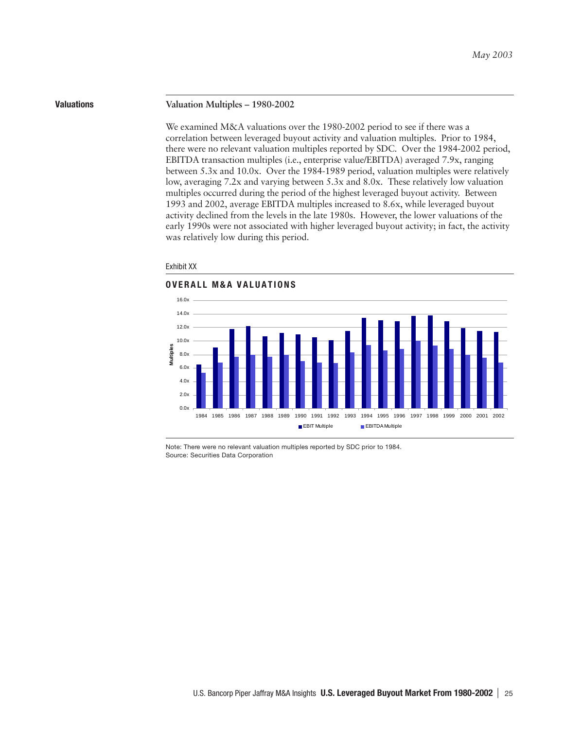## Valuations

### Valuation Multiples – 1980-2002

We examined M&A valuations over the 1980-2002 period to see if there was a correlation between leveraged buyout activity and valuation multiples. Prior to 1984, there were no relevant valuation multiples reported by SDC. Over the 1984-2002 period, EBITDA transaction multiples (i.e., enterprise value/EBITDA) averaged 7.9x, ranging between 5.3x and 10.0x. Over the 1984-1989 period, valuation multiples were relatively low, averaging 7.2x and varying between 5.3x and 8.0x. These relatively low valuation multiples occurred during the period of the highest leveraged buyout activity. Between 1993 and 2002, average EBITDA multiples increased to 8.6x, while leveraged buyout activity declined from the levels in the late 1980s. However, the lower valuations of the early 1990s were not associated with higher leveraged buyout activity; in fact, the activity was relatively low during this period.

Exhibit XX

**OVERALL M&A VALUATIONS**

Note: There were no relevant valuation multiples reported by SDC prior to 1984.
Source: Securities Data Corporation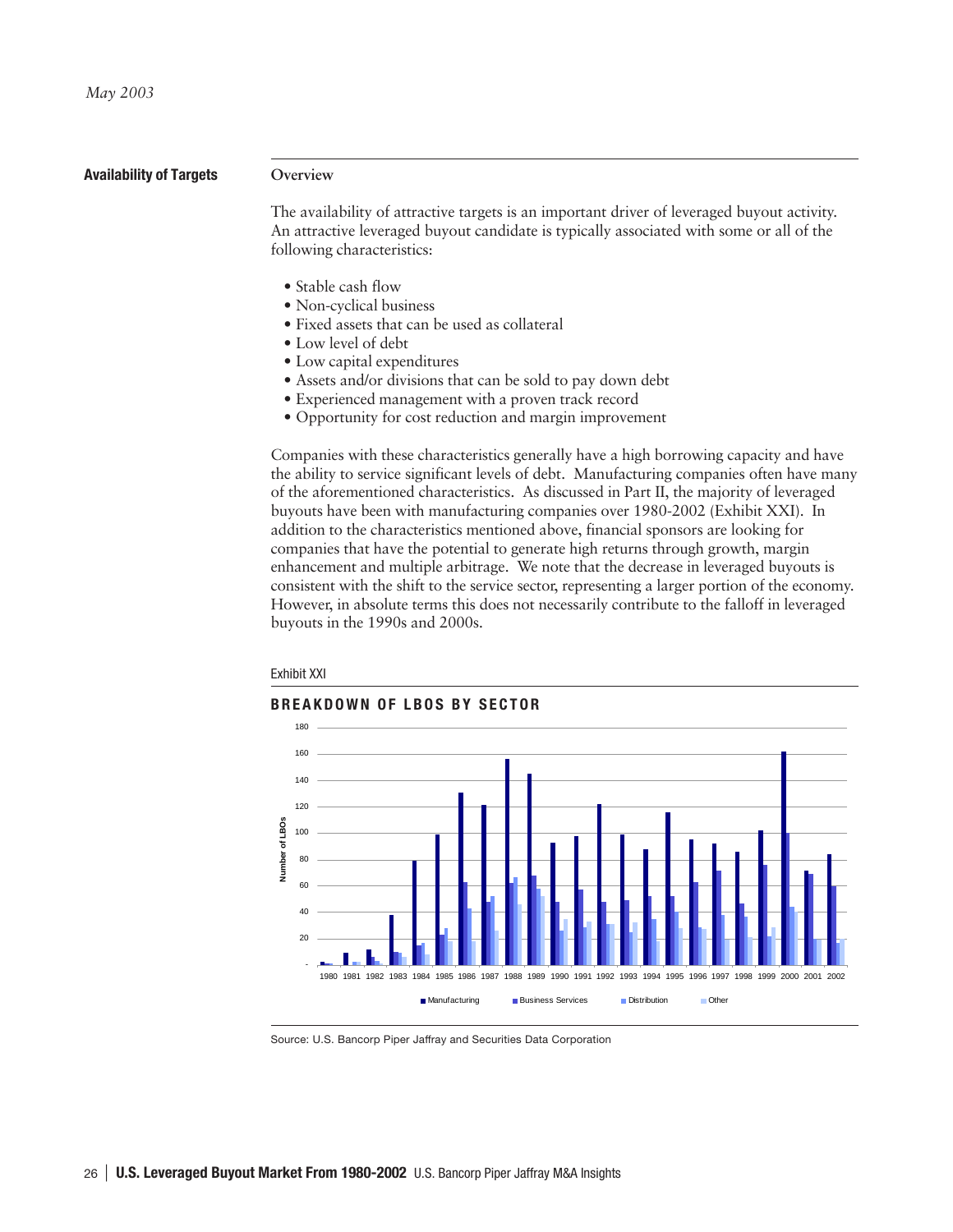*May 2003*

## Availability of Targets

### Overview

The availability of attractive targets is an important driver of leveraged buyout activity. An attractive leveraged buyout candidate is typically associated with some or all of the following characteristics:

- Stable cash flow
- Non-cyclical business
- Fixed assets that can be used as collateral
- Low level of debt
- Low capital expenditures
- Assets and/or divisions that can be sold to pay down debt
- Experienced management with a proven track record
- Opportunity for cost reduction and margin improvement

Companies with these characteristics generally have a high borrowing capacity and have the ability to service significant levels of debt. Manufacturing companies often have many of the aforementioned characteristics. As discussed in Part II, the majority of leveraged buyouts have been with manufacturing companies over 1980-2002 (Exhibit XXI). In addition to the characteristics mentioned above, financial sponsors are looking for companies that have the potential to generate high returns through growth, margin enhancement and multiple arbitrage. We note that the decrease in leveraged buyouts is consistent with the shift to the service sector, representing a larger portion of the economy. However, in absolute terms this does not necessarily contribute to the falloff in leveraged buyouts in the 1990s and 2000s.

Exhibit XXI

**BREAKDOWN OF LBOS BY SECTOR**

Source: U.S. Bancorp Piper Jaffray and Securities Data Corporation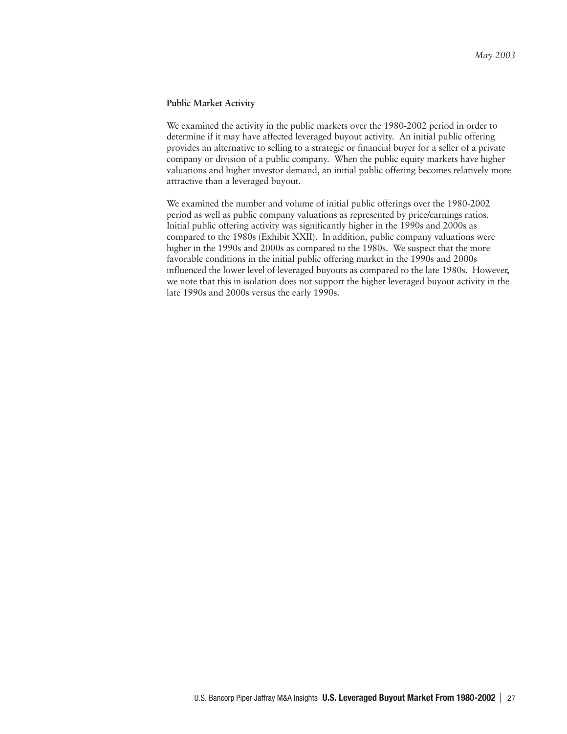**Public Market Activity**

We examined the activity in the public markets over the 1980-2002 period in order to determine if it may have affected leveraged buyout activity. An initial public offering provides an alternative to selling to a strategic or financial buyer for a seller of a private company or division of a public company. When the public equity markets have higher valuations and higher investor demand, an initial public offering becomes relatively more attractive than a leveraged buyout.

We examined the number and volume of initial public offerings over the 1980-2002 period as well as public company valuations as represented by price/earnings ratios. Initial public offering activity was significantly higher in the 1990s and 2000s as compared to the 1980s (Exhibit XXII). In addition, public company valuations were higher in the 1990s and 2000s as compared to the 1980s. We suspect that the more favorable conditions in the initial public offering market in the 1990s and 2000s influenced the lower level of leveraged buyouts as compared to the late 1980s. However, we note that this in isolation does not support the higher leveraged buyout activity in the late 1990s and 2000s versus the early 1990s.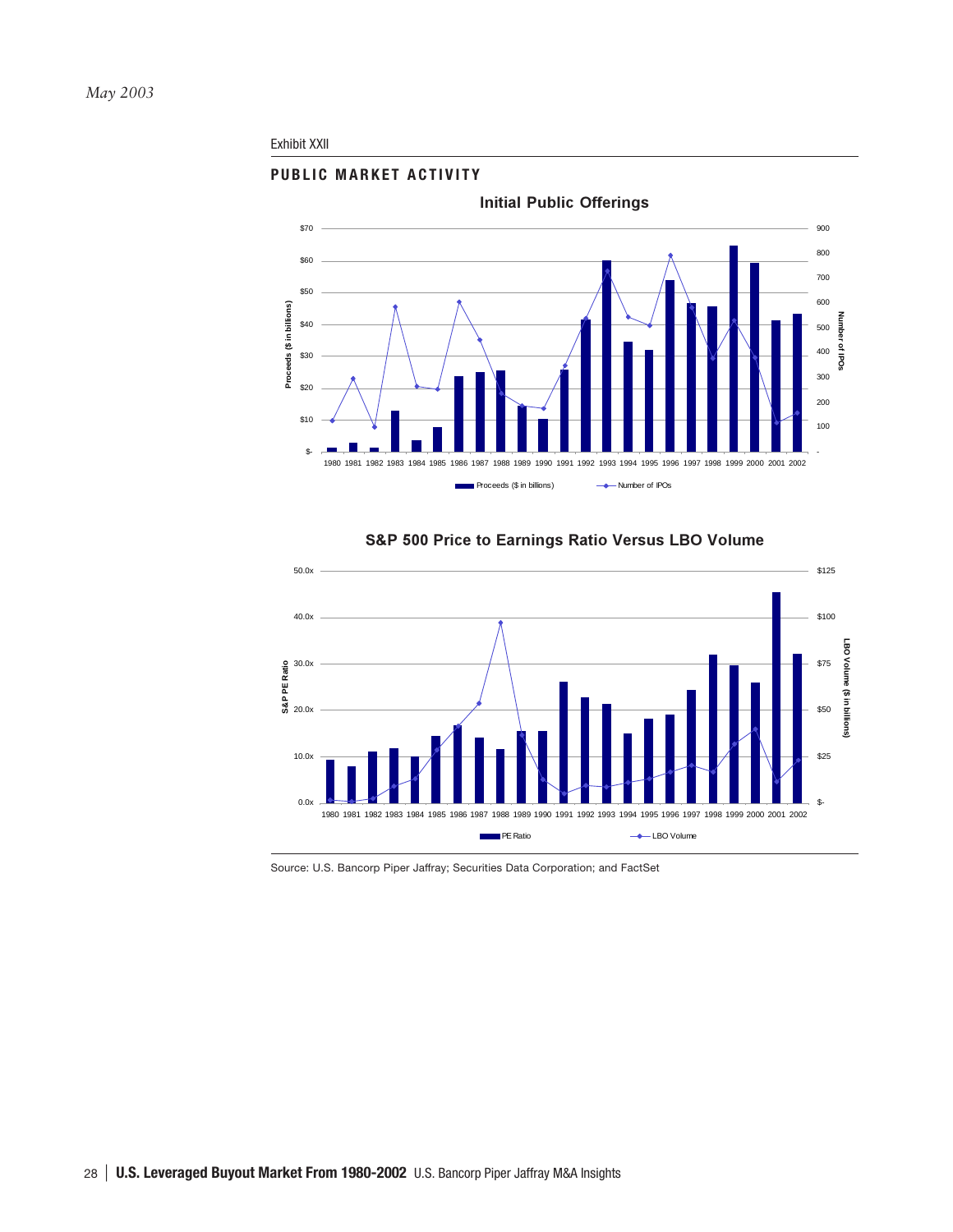*May 2003*

Exhibit XXII

## PUBLIC MARKET ACTIVITY

### Initial Public Offerings

Proceeds ($ in billions) — Number of IPOs

1980 1981 1982 1983 1984 1985 1986 1987 1988 1989 1990 1991 1992 1993 1994 1995 1996 1997 1998 1999 2000 2001 2002

### S&P 500 Price to Earnings Ratio Versus LBO Volume

S&P PE Ratio — LBO Volume ($ in billions)

1980 1981 1982 1983 1984 1985 1986 1987 1988 1989 1990 1991 1992 1993 1994 1995 1996 1997 1998 1999 2000 2001 2002

Source: U.S. Bancorp Piper Jaffray; Securities Data Corporation; and FactSet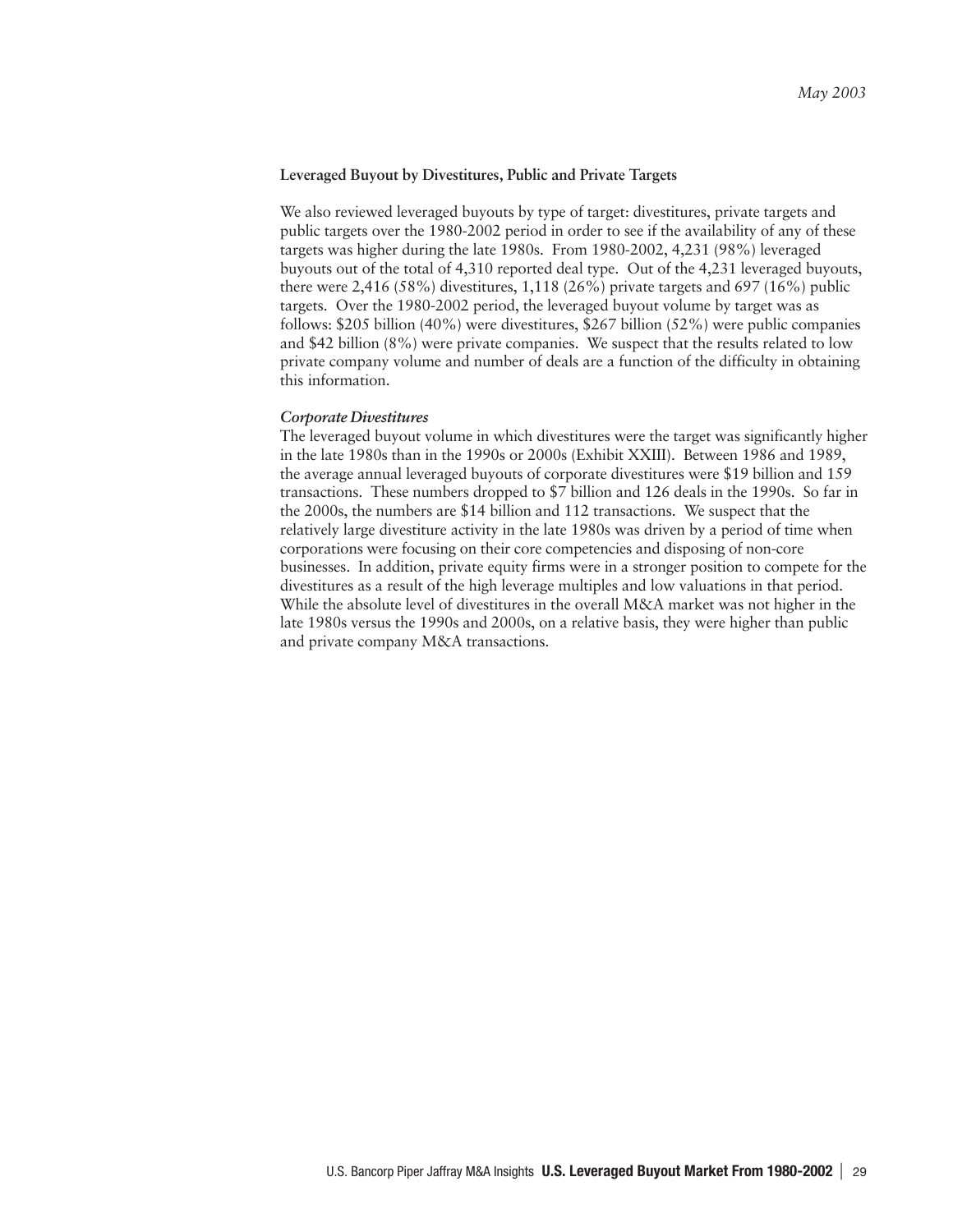### Leveraged Buyout by Divestitures, Public and Private Targets

We also reviewed leveraged buyouts by type of target: divestitures, private targets and public targets over the 1980-2002 period in order to see if the availability of any of these targets was higher during the late 1980s. From 1980-2002, 4,231 (98%) leveraged buyouts out of the total of 4,310 reported deal type. Out of the 4,231 leveraged buyouts, there were 2,416 (58%) divestitures, 1,118 (26%) private targets and 697 (16%) public targets. Over the 1980-2002 period, the leveraged buyout volume by target was as follows: $205 billion (40%) were divestitures, $267 billion (52%) were public companies and $42 billion (8%) were private companies. We suspect that the results related to low private company volume and number of deals are a function of the difficulty in obtaining this information.

***Corporate Divestitures***

The leveraged buyout volume in which divestitures were the target was significantly higher in the late 1980s than in the 1990s or 2000s (Exhibit XXIII). Between 1986 and 1989, the average annual leveraged buyouts of corporate divestitures were $19 billion and 159 transactions. These numbers dropped to $7 billion and 126 deals in the 1990s. So far in the 2000s, the numbers are $14 billion and 112 transactions. We suspect that the relatively large divestiture activity in the late 1980s was driven by a period of time when corporations were focusing on their core competencies and disposing of non-core businesses. In addition, private equity firms were in a stronger position to compete for the divestitures as a result of the high leverage multiples and low valuations in that period. While the absolute level of divestitures in the overall M&A market was not higher in the late 1980s versus the 1990s and 2000s, on a relative basis, they were higher than public and private company M&A transactions.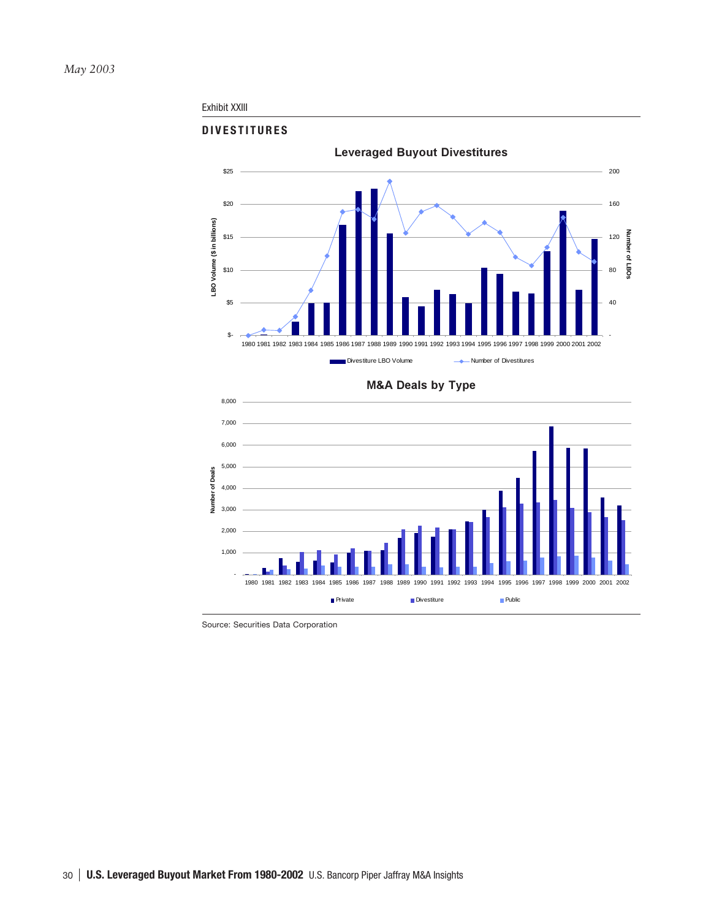*May 2003*

Exhibit XXIII

## DIVESTITURES

### Leveraged Buyout Divestitures

LBO Volume ($ in billions) | Number of LBOs

1980 1981 1982 1983 1984 1985 1986 1987 1988 1989 1990 1991 1992 1993 1994 1995 1996 1997 1998 1999 2000 2001 2002

Divestiture LBO Volume — Number of Divestitures

### M&A Deals by Type

Number of Deals

1980 1981 1982 1983 1984 1985 1986 1987 1988 1989 1990 1991 1992 1993 1994 1995 1996 1997 1998 1999 2000 2001 2002

Private — Divestiture — Public

Source: Securities Data Corporation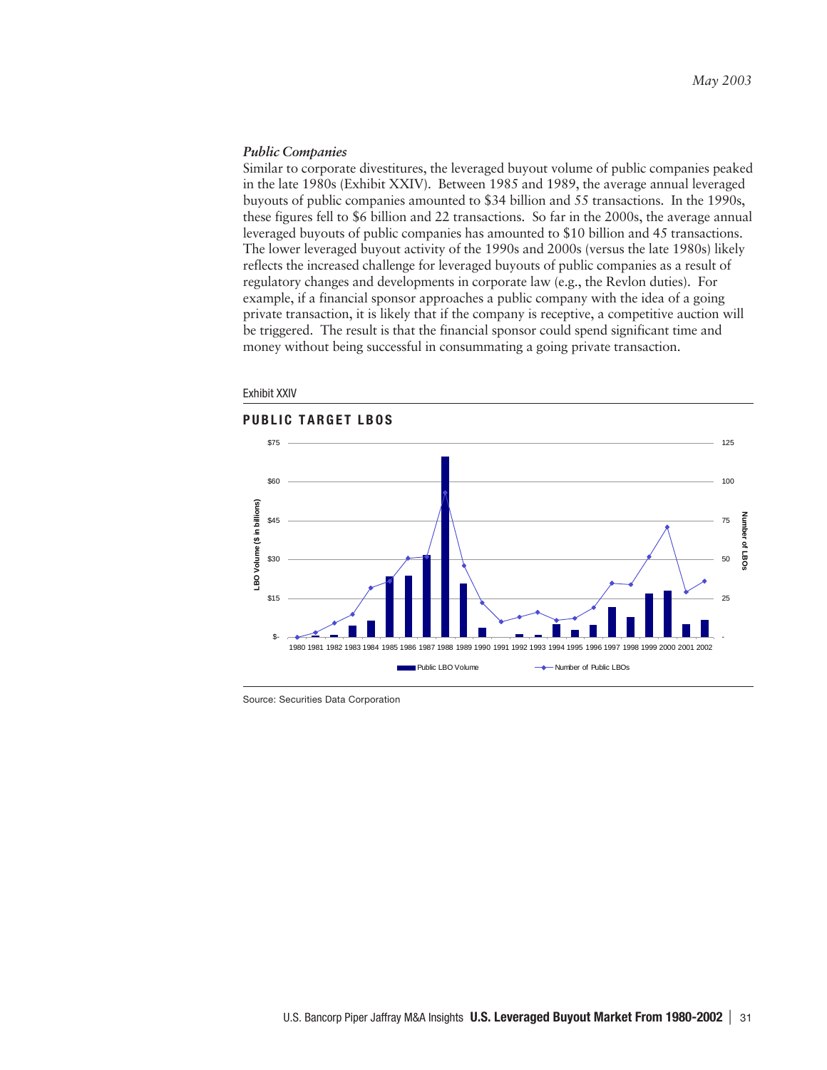### *Public Companies*

Similar to corporate divestitures, the leveraged buyout volume of public companies peaked in the late 1980s (Exhibit XXIV). Between 1985 and 1989, the average annual leveraged buyouts of public companies amounted to $34 billion and 55 transactions. In the 1990s, these figures fell to $6 billion and 22 transactions. So far in the 2000s, the average annual leveraged buyouts of public companies has amounted to $10 billion and 45 transactions. The lower leveraged buyout activity of the 1990s and 2000s (versus the late 1980s) likely reflects the increased challenge for leveraged buyouts of public companies as a result of regulatory changes and developments in corporate law (e.g., the Revlon duties). For example, if a financial sponsor approaches a public company with the idea of a going private transaction, it is likely that if the company is receptive, a competitive auction will be triggered. The result is that the financial sponsor could spend significant time and money without being successful in consummating a going private transaction.

Exhibit XXIV

**PUBLIC TARGET LBOS**

Source: Securities Data Corporation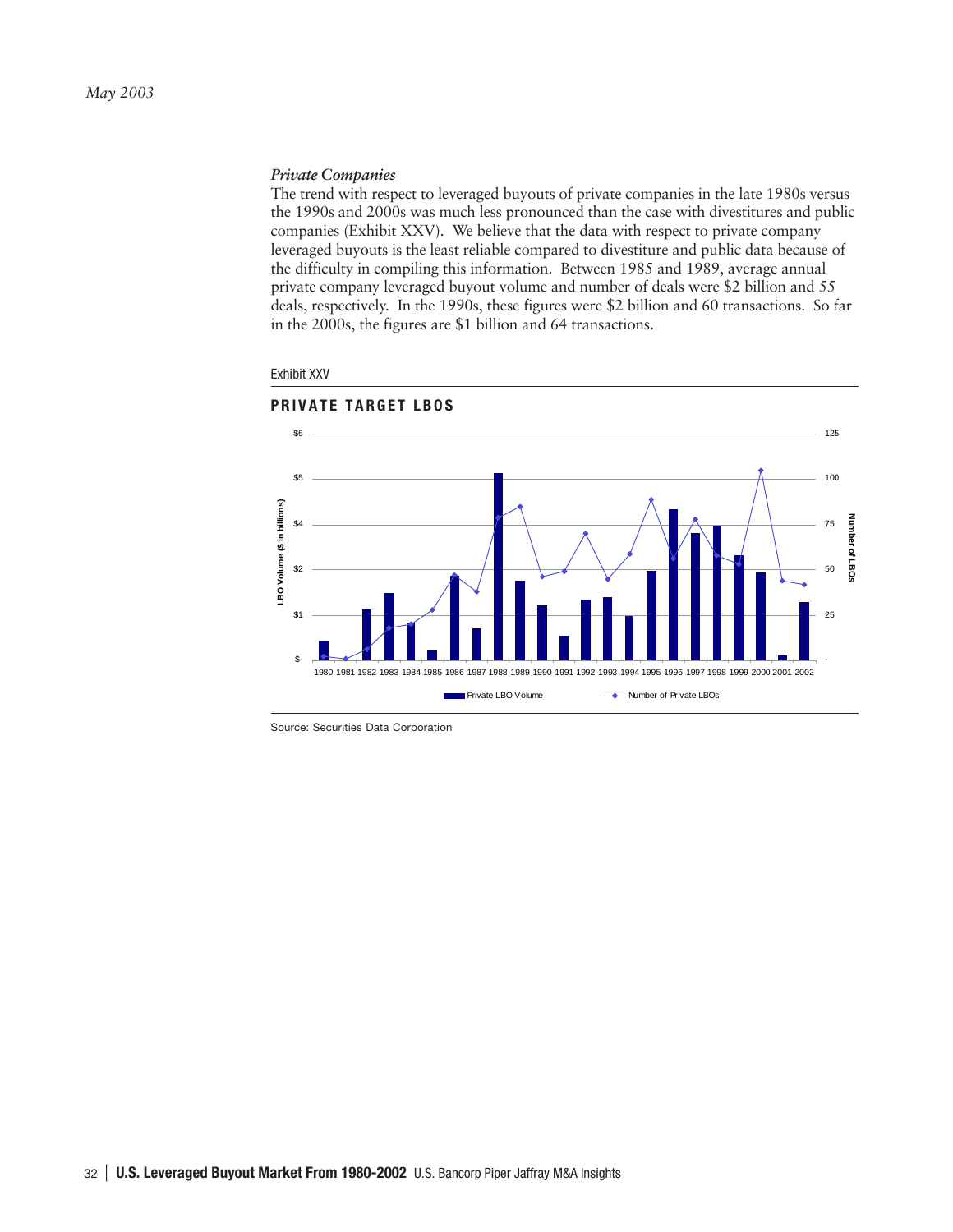### *Private Companies*

The trend with respect to leveraged buyouts of private companies in the late 1980s versus the 1990s and 2000s was much less pronounced than the case with divestitures and public companies (Exhibit XXV). We believe that the data with respect to private company leveraged buyouts is the least reliable compared to divestiture and public data because of the difficulty in compiling this information. Between 1985 and 1989, average annual private company leveraged buyout volume and number of deals were $2 billion and 55 deals, respectively. In the 1990s, these figures were $2 billion and 60 transactions. So far in the 2000s, the figures are $1 billion and 64 transactions.

Exhibit XXV

**PRIVATE TARGET LBOS**

Source: Securities Data Corporation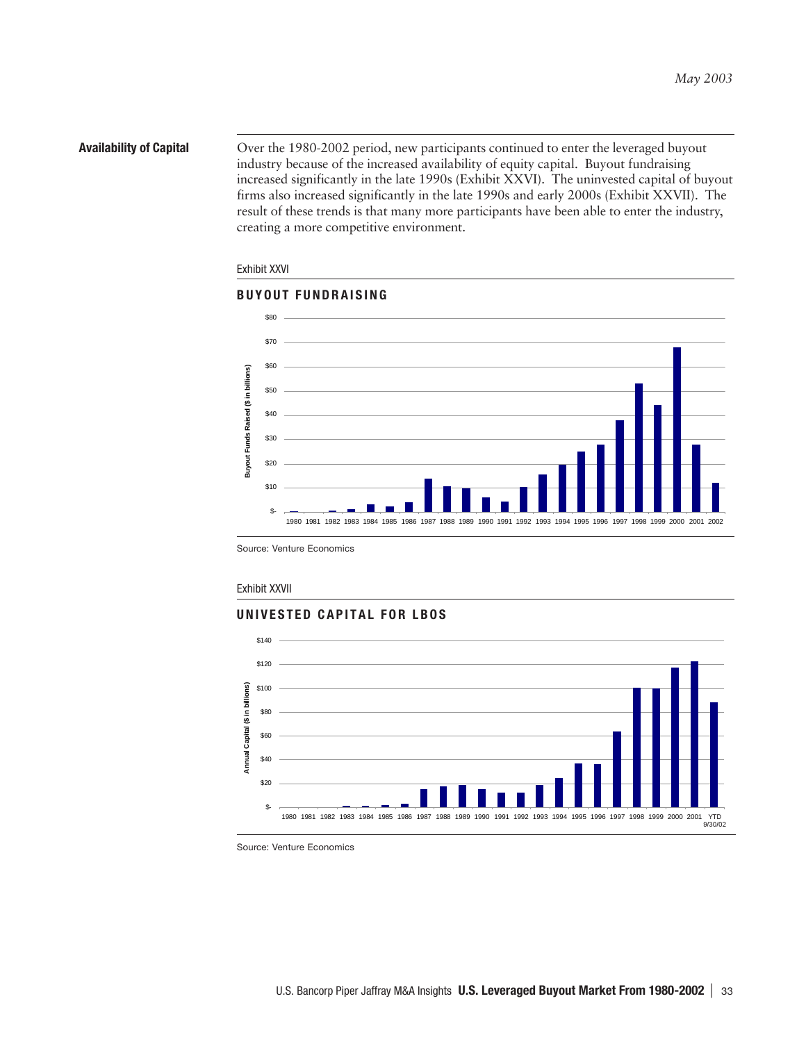## Availability of Capital

Over the 1980-2002 period, new participants continued to enter the leveraged buyout industry because of the increased availability of equity capital. Buyout fundraising increased significantly in the late 1990s (Exhibit XXVI). The uninvested capital of buyout firms also increased significantly in the late 1990s and early 2000s (Exhibit XXVII). The result of these trends is that many more participants have been able to enter the industry, creating a more competitive environment.

Exhibit XXVI

**BUYOUT FUNDRAISING**

Source: Venture Economics

Exhibit XXVII

**UNIVESTED CAPITAL FOR LBOS**

Source: Venture Economics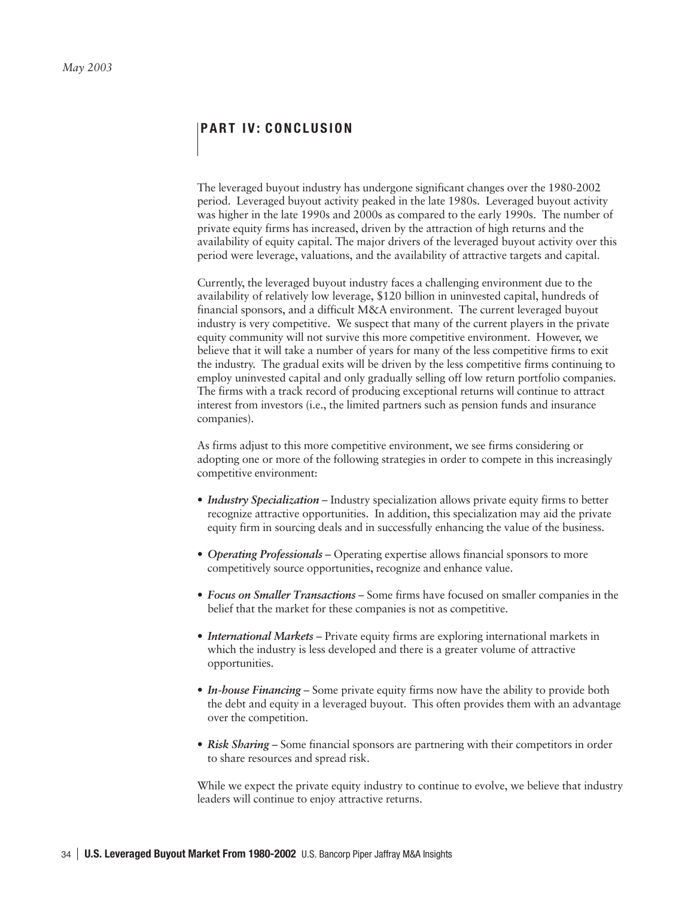## PART IV: CONCLUSION

The leveraged buyout industry has undergone significant changes over the 1980-2002 period. Leveraged buyout activity peaked in the late 1980s. Leveraged buyout activity was higher in the late 1990s and 2000s as compared to the early 1990s. The number of private equity firms has increased, driven by the attraction of high returns and the availability of equity capital. The major drivers of the leveraged buyout activity over this period were leverage, valuations, and the availability of attractive targets and capital.

Currently, the leveraged buyout industry faces a challenging environment due to the availability of relatively low leverage, $120 billion in uninvested capital, hundreds of financial sponsors, and a difficult M&A environment. The current leveraged buyout industry is very competitive. We suspect that many of the current players in the private equity community will not survive this more competitive environment. However, we believe that it will take a number of years for many of the less competitive firms to exit the industry. The gradual exits will be driven by the less competitive firms continuing to employ uninvested capital and only gradually selling off low return portfolio companies. The firms with a track record of producing exceptional returns will continue to attract interest from investors (i.e., the limited partners such as pension funds and insurance companies).

As firms adjust to this more competitive environment, we see firms considering or adopting one or more of the following strategies in order to compete in this increasingly competitive environment:

- ***Industry Specialization*** – Industry specialization allows private equity firms to better recognize attractive opportunities. In addition, this specialization may aid the private equity firm in sourcing deals and in successfully enhancing the value of the business.
- ***Operating Professionals*** – Operating expertise allows financial sponsors to more competitively source opportunities, recognize and enhance value.
- ***Focus on Smaller Transactions*** – Some firms have focused on smaller companies in the belief that the market for these companies is not as competitive.
- ***International Markets*** – Private equity firms are exploring international markets in which the industry is less developed and there is a greater volume of attractive opportunities.
- ***In-house Financing*** – Some private equity firms now have the ability to provide both the debt and equity in a leveraged buyout. This often provides them with an advantage over the competition.
- ***Risk Sharing*** – Some financial sponsors are partnering with their competitors in order to share resources and spread risk.

While we expect the private equity industry to continue to evolve, we believe that industry leaders will continue to enjoy attractive returns.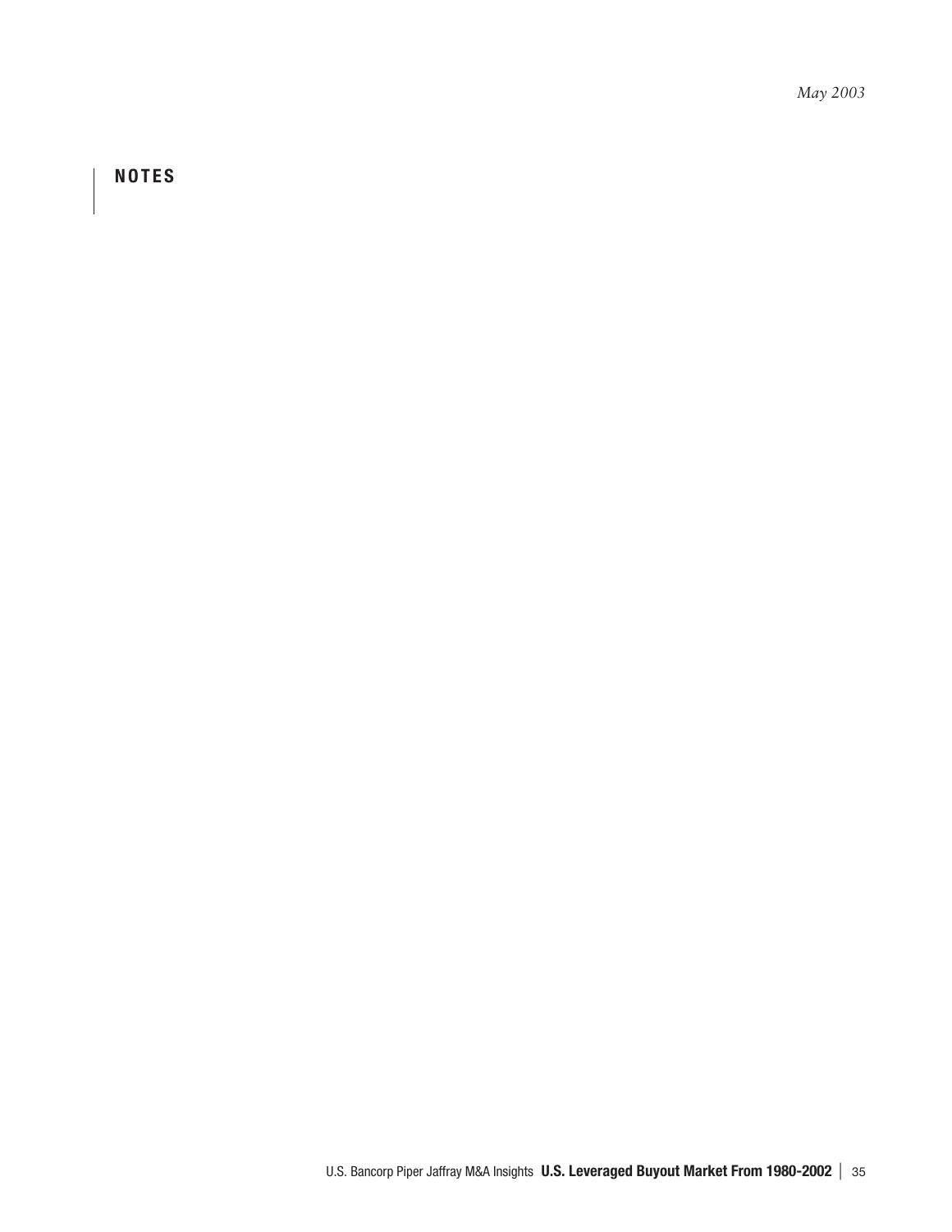## NOTES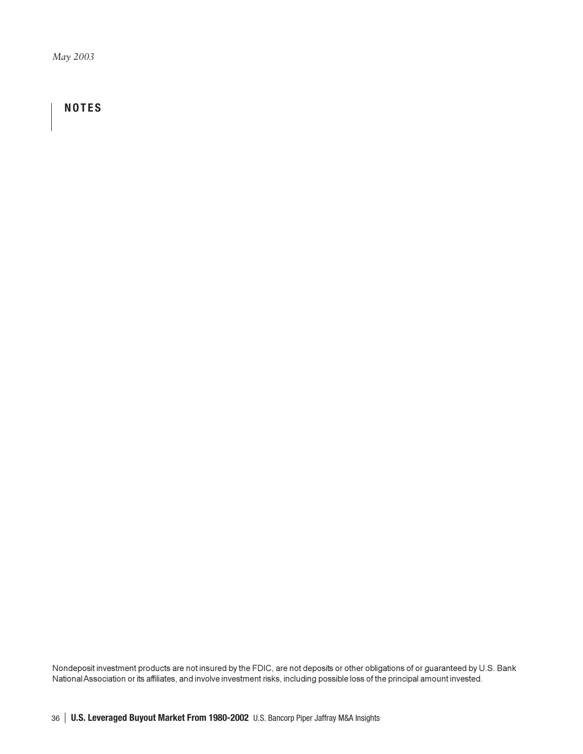*May 2003*

## NOTES

Nondeposit investment products are not insured by the FDIC, are not deposits or other obligations of or guaranteed by U.S. Bank National Association or its affiliates, and involve investment risks, including possible loss of the principal amount invested.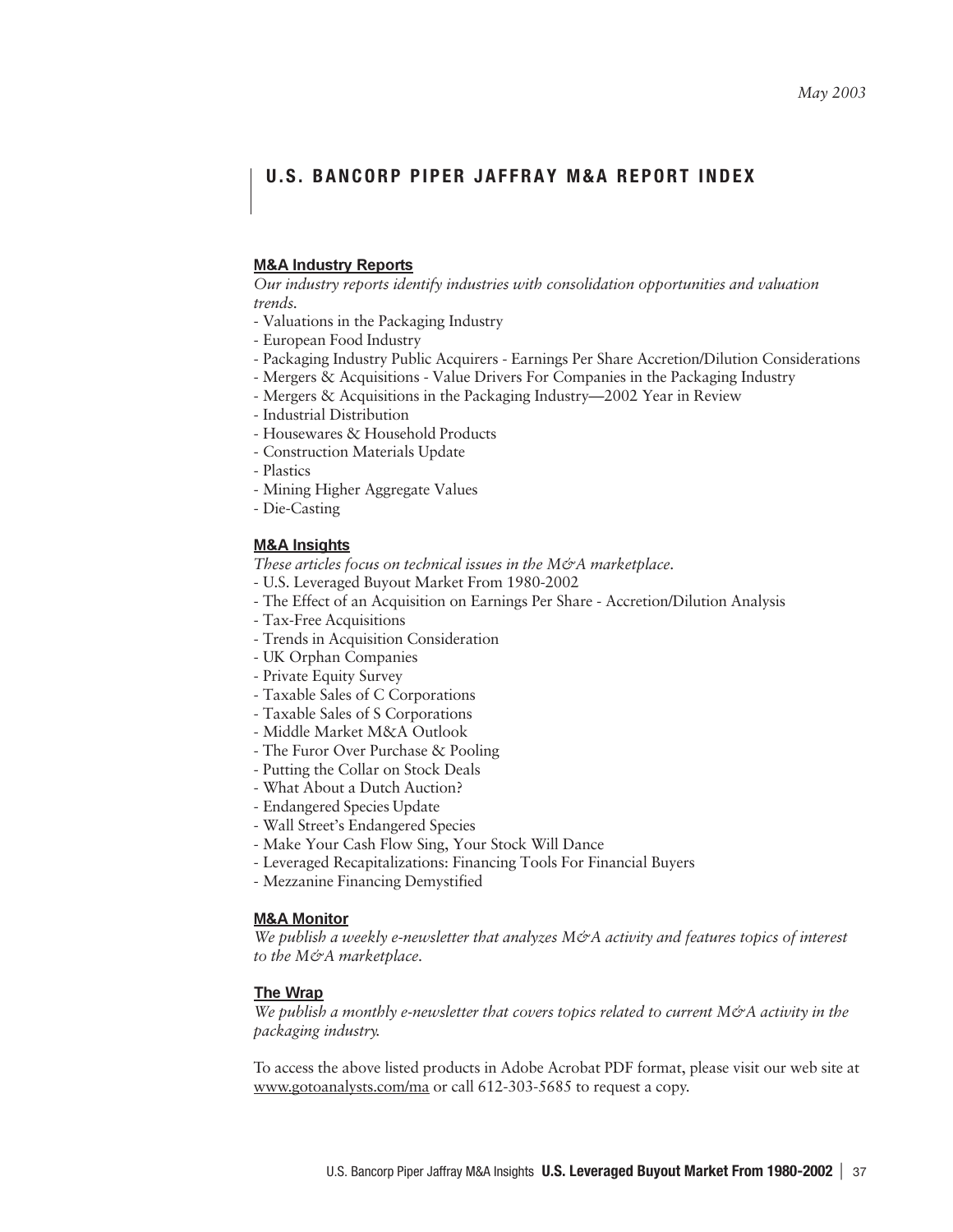May 2003

# U.S. BANCORP PIPER JAFFRAY M&A REPORT INDEX

## M&A Industry Reports

*Our industry reports identify industries with consolidation opportunities and valuation trends.*

- Valuations in the Packaging Industry
- European Food Industry
- Packaging Industry Public Acquirers - Earnings Per Share Accretion/Dilution Considerations
- Mergers & Acquisitions - Value Drivers For Companies in the Packaging Industry
- Mergers & Acquisitions in the Packaging Industry—2002 Year in Review
- Industrial Distribution
- Housewares & Household Products
- Construction Materials Update
- Plastics
- Mining Higher Aggregate Values
- Die-Casting

## M&A Insights

*These articles focus on technical issues in the M&A marketplace.*

- U.S. Leveraged Buyout Market From 1980-2002
- The Effect of an Acquisition on Earnings Per Share - Accretion/Dilution Analysis
- Tax-Free Acquisitions
- Trends in Acquisition Consideration
- UK Orphan Companies
- Private Equity Survey
- Taxable Sales of C Corporations
- Taxable Sales of S Corporations
- Middle Market M&A Outlook
- The Furor Over Purchase & Pooling
- Putting the Collar on Stock Deals
- What About a Dutch Auction?
- Endangered Species Update
- Wall Street's Endangered Species
- Make Your Cash Flow Sing, Your Stock Will Dance
- Leveraged Recapitalizations: Financing Tools For Financial Buyers
- Mezzanine Financing Demystified

## M&A Monitor

*We publish a weekly e-newsletter that analyzes M&A activity and features topics of interest to the M&A marketplace.*

## The Wrap

*We publish a monthly e-newsletter that covers topics related to current M&A activity in the packaging industry.*

To access the above listed products in Adobe Acrobat PDF format, please visit our web site at www.gotoanalysts.com/ma or call 612-303-5685 to request a copy.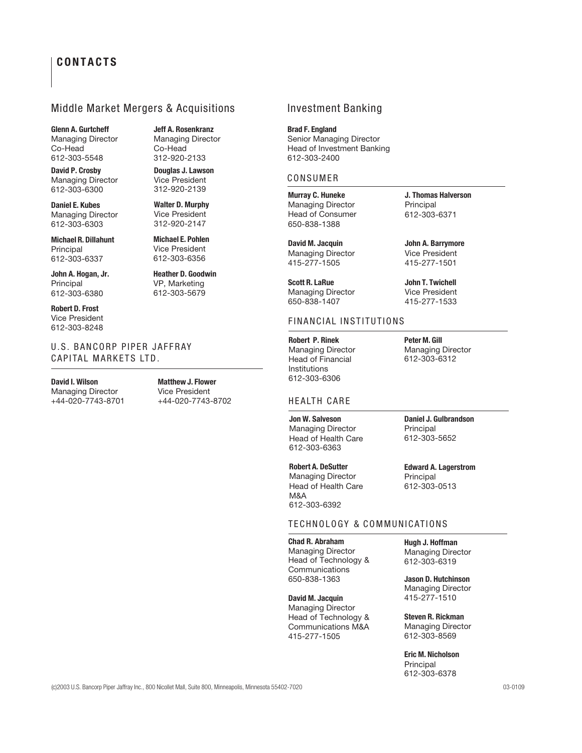# CONTACTS

## Middle Market Mergers & Acquisitions

**Glenn A. Gurtcheff**
Managing Director
Co-Head
612-303-5548

**David P. Crosby**
Managing Director
612-303-6300

**Daniel E. Kubes**
Managing Director
612-303-6303

**Michael R. Dillahunt**
Principal
612-303-6337

**John A. Hogan, Jr.**
Principal
612-303-6380

**Robert D. Frost**
Vice President
612-303-8248

**Jeff A. Rosenkranz**
Managing Director
Co-Head
312-920-2133

**Douglas J. Lawson**
Vice President
312-920-2139

**Walter D. Murphy**
Vice President
312-920-2147

**Michael E. Pohlen**
Vice President
612-303-6356

**Heather D. Goodwin**
VP, Marketing
612-303-5679

### U.S. BANCORP PIPER JAFFRAY CAPITAL MARKETS LTD.

**David I. Wilson**
Managing Director
+44-020-7743-8701

**Matthew J. Flower**
Vice President
+44-020-7743-8702

## Investment Banking

**Brad F. England**
Senior Managing Director
Head of Investment Banking
612-303-2400

### CONSUMER

**Murray C. Huneke**
Managing Director
Head of Consumer
650-838-1388

**David M. Jacquin**
Managing Director
415-277-1505

**Scott R. LaRue**
Managing Director
650-838-1407

**J. Thomas Halverson**
Principal
612-303-6371

**John A. Barrymore**
Vice President
415-277-1501

**John T. Twichell**
Vice President
415-277-1533

### FINANCIAL INSTITUTIONS

**Robert P. Rinek**
Managing Director
Head of Financial Institutions
612-303-6306

**Peter M. Gill**
Managing Director
612-303-6312

### HEALTH CARE

**Jon W. Salveson**
Managing Director
Head of Health Care
612-303-6363

**Robert A. DeSutter**
Managing Director
Head of Health Care M&A
612-303-6392

**Daniel J. Gulbrandson**
Principal
612-303-5652

**Edward A. Lagerstrom**
Principal
612-303-0513

### TECHNOLOGY & COMMUNICATIONS

**Chad R. Abraham**
Managing Director
Head of Technology & Communications
650-838-1363

**David M. Jacquin**
Managing Director
Head of Technology & Communications M&A
415-277-1505

**Hugh J. Hoffman**
Managing Director
612-303-6319

**Jason D. Hutchinson**
Managing Director
415-277-1510

**Steven R. Rickman**
Managing Director
612-303-8569

**Eric M. Nicholson**
Principal
612-303-6378

(c)2003 U.S. Bancorp Piper Jaffray Inc., 800 Nicollet Mall, Suite 800, Minneapolis, Minnesota 55402-7020

03-0109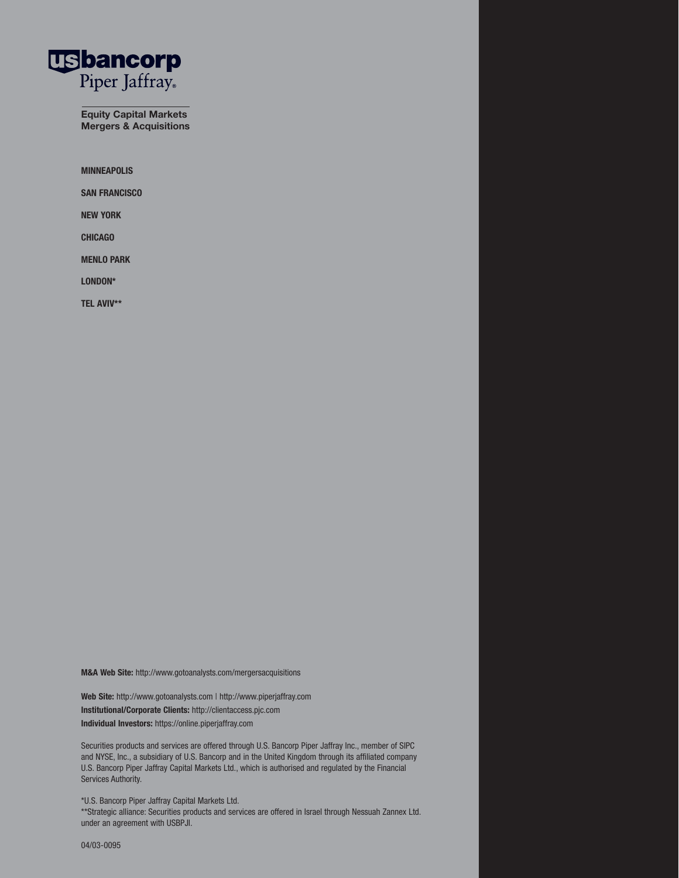**usbancorp**
Piper Jaffray®

**Equity Capital Markets**
**Mergers & Acquisitions**

**MINNEAPOLIS**

**SAN FRANCISCO**

**NEW YORK**

**CHICAGO**

**MENLO PARK**

**LONDON***

**TEL AVIV****

**M&A Web Site:** http://www.gotoanalysts.com/mergersacquisitions

**Web Site:** http://www.gotoanalysts.com | http://www.piperjaffray.com
**Institutional/Corporate Clients:** http://clientaccess.pjc.com
**Individual Investors:** https://online.piperjaffray.com

Securities products and services are offered through U.S. Bancorp Piper Jaffray Inc., member of SIPC and NYSE, Inc., a subsidiary of U.S. Bancorp and in the United Kingdom through its affiliated company U.S. Bancorp Piper Jaffray Capital Markets Ltd., which is authorised and regulated by the Financial Services Authority.

*U.S. Bancorp Piper Jaffray Capital Markets Ltd.
**Strategic alliance: Securities products and services are offered in Israel through Nessuah Zannex Ltd. under an agreement with USBPJI.

04/03-0095